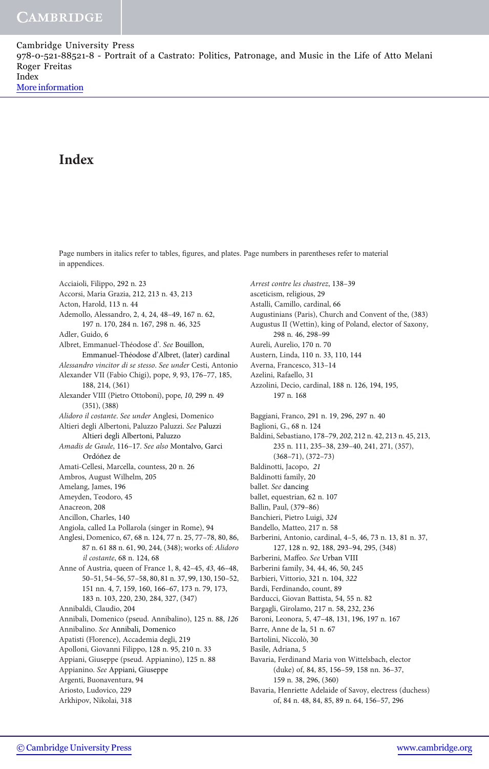# Index

Page numbers in italics refer to tables, figures, and plates. Page numbers in parentheses refer to material in appendices.

Acciaioli, Filippo, 292 n. 23
Accorsi, Maria Grazia, 212, 213 n. 43, 213
Acton, Harold, 113 n. 44
Ademollo, Alessandro, 2, 4, 24, 48–49, 167 n. 62, 197 n. 170, 284 n. 167, 298 n. 46, 325
Adler, Guido, 6
Albret, Emmanuel-Théodose d'. *See* Bouillon, Emmanuel-Théodose d'Albret, (later) cardinal
*Alessandro vincitor di se stesso*. *See under* Cesti, Antonio
Alexander VII (Fabio Chigi), pope, *9*, 93, 176–77, 185, 188, 214, (361)
Alexander VIII (Pietro Ottoboni), pope, *10*, 299 n. 49 (351), (388)
*Alidoro il costante*. *See under* Anglesi, Domenico
Altieri degli Albertoni, Paluzzo Paluzzi. *See* Paluzzi Altieri degli Albertoni, Paluzzo
*Amadis de Gaule*, 116–17. *See also* Montalvo, Garci Ordóñez de
Amati-Cellesi, Marcella, countess, 20 n. 26
Ambros, August Wilhelm, 205
Amelang, James, 196
Ameyden, Teodoro, 45
Anacreon, 208
Ancillon, Charles, 140
Angiola, called La Pollarola (singer in Rome), 94
Anglesi, Domenico, 67, 68 n. 124, 77 n. 25, 77–78, 80, 86, 87 n. 61 88 n. 61, 90, 244, (348); works of: *Alidoro il costante*, 68 n. 124, 68
Anne of Austria, queen of France 1, 8, 42–45, *43*, 46–48, 50–51, 54–56, 57–58, 80, 81 n. 37, 99, 130, 150–52, 151 nn. 4, 7, 159, 160, 166–67, 173 n. 79, 173, 183 n. 103, 220, 230, 284, 327, (347)
Annibaldi, Claudio, 204
Annibali, Domenico (pseud. Annibalino), 125 n. 88, *126*
Annibalino. *See* Annibali, Domenico
Apatisti (Florence), Accademia degli, 219
Apolloni, Giovanni Filippo, 128 n. 95, 210 n. 33
Appiani, Giuseppe (pseud. Appianino), 125 n. 88
Appianino. *See* Appiani, Giuseppe
Argenti, Buonaventura, 94
Ariosto, Ludovico, 229
Arkhipov, Nikolai, 318
*Arrest contre les chastrez*, 138–39
asceticism, religious, 29
Astalli, Camillo, cardinal, 66
Augustinians (Paris), Church and Convent of the, (383)
Augustus II (Wettin), king of Poland, elector of Saxony, 298 n. 46, 298–99
Aureli, Aurelio, 170 n. 70
Austern, Linda, 110 n. 33, 110, 144
Averna, Francesco, 313–14
Azelini, Rafaello, 31
Azzolini, Decio, cardinal, 188 n. 126, 194, 195, 197 n. 168

Baggiani, Franco, 291 n. 19, 296, 297 n. 40
Baglioni, G., 68 n. 124
Baldini, Sebastiano, 178–79, *202*, 212 n. 42, 213 n. 45, 213, 235 n. 111, 235–38, 239–40, 241, 271, (357), (368–71), (372–73)
Baldinotti, Jacopo, *21*
Baldinotti family, 20
ballet. *See* dancing
ballet, equestrian, 62 n. 107
Ballin, Paul, (379–86)
Banchieri, Pietro Luigi, *324*
Bandello, Matteo, 217 n. 58
Barberini, Antonio, cardinal, 4–5, 46, 73 n. 13, 81 n. 37, 127, 128 n. 92, 188, 293–94, 295, (348)
Barberini, Maffeo. *See* Urban VIII
Barberini family, 34, 44, 46, 50, 245
Barbieri, Vittorio, 321 n. 104, *322*
Bardi, Ferdinando, count, 89
Barducci, Giovan Battista, 54, 55 n. 82
Bargagli, Girolamo, 217 n. 58, 232, 236
Baroni, Leonora, 5, 47–48, 131, 196, 197 n. 167
Barre, Anne de la, 51 n. 67
Bartolini, Niccolò, 30
Basile, Adriana, 5
Bavaria, Ferdinand Maria von Wittelsbach, elector (duke) of, 84, 85, 156–59, 158 nn. 36–37, 159 n. 38, 296, (360)
Bavaria, Henriette Adelaide of Savoy, electress (duchess) of, 84 n. 48, 84, 85, 89 n. 64, 156–57, 296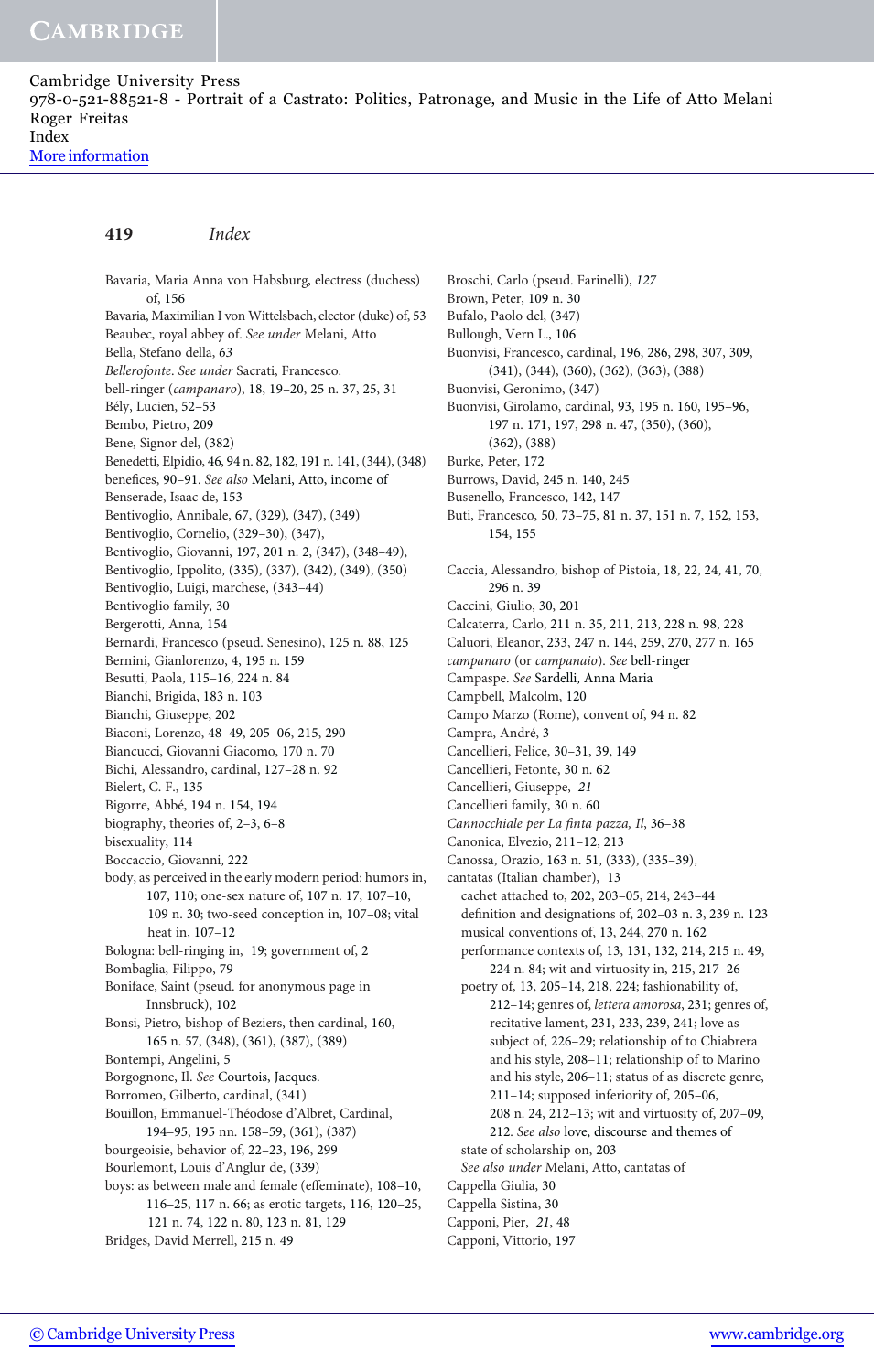# Index

Bavaria, Maria Anna von Habsburg, electress (duchess) of, 156
Bavaria, Maximilian I von Wittelsbach, elector (duke) of, 53
Beaubec, royal abbey of. *See under* Melani, Atto
Bella, Stefano della, *63*
*Bellerofonte*. *See under* Sacrati, Francesco.
bell-ringer (*campanaro*), 18, 19–20, 25 n. 37, 25, 31
Bély, Lucien, 52–53
Bembo, Pietro, 209
Bene, Signor del, (382)
Benedetti, Elpidio, 46, 94 n. 82, 182, 191 n. 141, (344), (348)
benefices, 90–91. *See also* Melani, Atto, income of
Benserade, Isaac de, 153
Bentivoglio, Annibale, 67, (329), (347), (349)
Bentivoglio, Cornelio, (329–30), (347),
Bentivoglio, Giovanni, 197, 201 n. 2, (347), (348–49),
Bentivoglio, Ippolito, (335), (337), (342), (349), (350)
Bentivoglio, Luigi, marchese, (343–44)
Bentivoglio family, 30
Bergerotti, Anna, 154
Bernardi, Francesco (pseud. Senesino), 125 n. 88, 125
Bernini, Gianlorenzo, 4, 195 n. 159
Besutti, Paola, 115–16, 224 n. 84
Bianchi, Brigida, 183 n. 103
Bianchi, Giuseppe, 202
Biaconi, Lorenzo, 48–49, 205–06, 215, 290
Biancucci, Giovanni Giacomo, 170 n. 70
Bichi, Alessandro, cardinal, 127–28 n. 92
Bielert, C. F., 135
Bigorre, Abbé, 194 n. 154, 194
biography, theories of, 2–3, 6–8
bisexuality, 114
Boccaccio, Giovanni, 222
body, as perceived in the early modern period: humors in, 107, 110; one-sex nature of, 107 n. 17, 107–10, 109 n. 30; two-seed conception in, 107–08; vital heat in, 107–12
Bologna: bell-ringing in, 19; government of, 2
Bombaglia, Filippo, 79
Boniface, Saint (pseud. for anonymous page in Innsbruck), 102
Bonsi, Pietro, bishop of Beziers, then cardinal, 160, 165 n. 57, (348), (361), (387), (389)
Bontempi, Angelini, 5
Borgognone, Il. *See* Courtois, Jacques.
Borromeo, Gilberto, cardinal, (341)
Bouillon, Emmanuel-Théodose d'Albret, Cardinal, 194–95, 195 nn. 158–59, (361), (387)
bourgeoisie, behavior of, 22–23, 196, 299
Bourlemont, Louis d'Anglur de, (339)
boys: as between male and female (effeminate), 108–10, 116–25, 117 n. 66; as erotic targets, 116, 120–25, 121 n. 74, 122 n. 80, 123 n. 81, 129
Bridges, David Merrell, 215 n. 49
Broschi, Carlo (pseud. Farinelli), *127*
Brown, Peter, 109 n. 30
Bufalo, Paolo del, (347)
Bullough, Vern L., 106
Buonvisi, Francesco, cardinal, 196, 286, 298, 307, 309, (341), (344), (360), (362), (363), (388)
Buonvisi, Geronimo, (347)
Buonvisi, Girolamo, cardinal, 93, 195 n. 160, 195–96, 197 n. 171, 197, 298 n. 47, (350), (360), (362), (388)
Burke, Peter, 172
Burrows, David, 245 n. 140, 245
Busenello, Francesco, 142, 147
Buti, Francesco, 50, 73–75, 81 n. 37, 151 n. 7, 152, 153, 154, 155

Caccia, Alessandro, bishop of Pistoia, 18, 22, 24, 41, 70, 296 n. 39
Caccini, Giulio, 30, 201
Calcaterra, Carlo, 211 n. 35, 211, 213, 228 n. 98, 228
Caluori, Eleanor, 233, 247 n. 144, 259, 270, 277 n. 165
*campanaro* (or *campanaio*). *See* bell-ringer
Campaspe. *See* Sardelli, Anna Maria
Campbell, Malcolm, 120
Campo Marzo (Rome), convent of, 94 n. 82
Campra, André, 3
Cancellieri, Felice, 30–31, 39, 149
Cancellieri, Fetonte, 30 n. 62
Cancellieri, Giuseppe, *21*
Cancellieri family, 30 n. 60
*Cannocchiale per La finta pazza, Il*, 36–38
Canonica, Elvezio, 211–12, 213
Canossa, Orazio, 163 n. 51, (333), (335–39),
cantatas (Italian chamber), 13
- cachet attached to, 202, 203–05, 214, 243–44
- definition and designations of, 202–03 n. 3, 239 n. 123
- musical conventions of, 13, 244, 270 n. 162
- performance contexts of, 13, 131, 132, 214, 215 n. 49, 224 n. 84; wit and virtuosity in, 215, 217–26
- poetry of, 13, 205–14, 218, 224; fashionability of, 212–14; genres of, *lettera amorosa*, 231; genres of, recitative lament, 231, 233, 239, 241; love as subject of, 226–29; relationship of to Chiabrera and his style, 208–11; relationship of to Marino and his style, 206–11; status of as discrete genre, 211–14; supposed inferiority of, 205–06, 208 n. 24, 212–13; wit and virtuosity of, 207–09, 212. *See also* love, discourse and themes of
- state of scholarship on, 203
- *See also under* Melani, Atto, cantatas of

Cappella Giulia, 30
Cappella Sistina, 30
Capponi, Pier, *21*, 48
Capponi, Vittorio, 197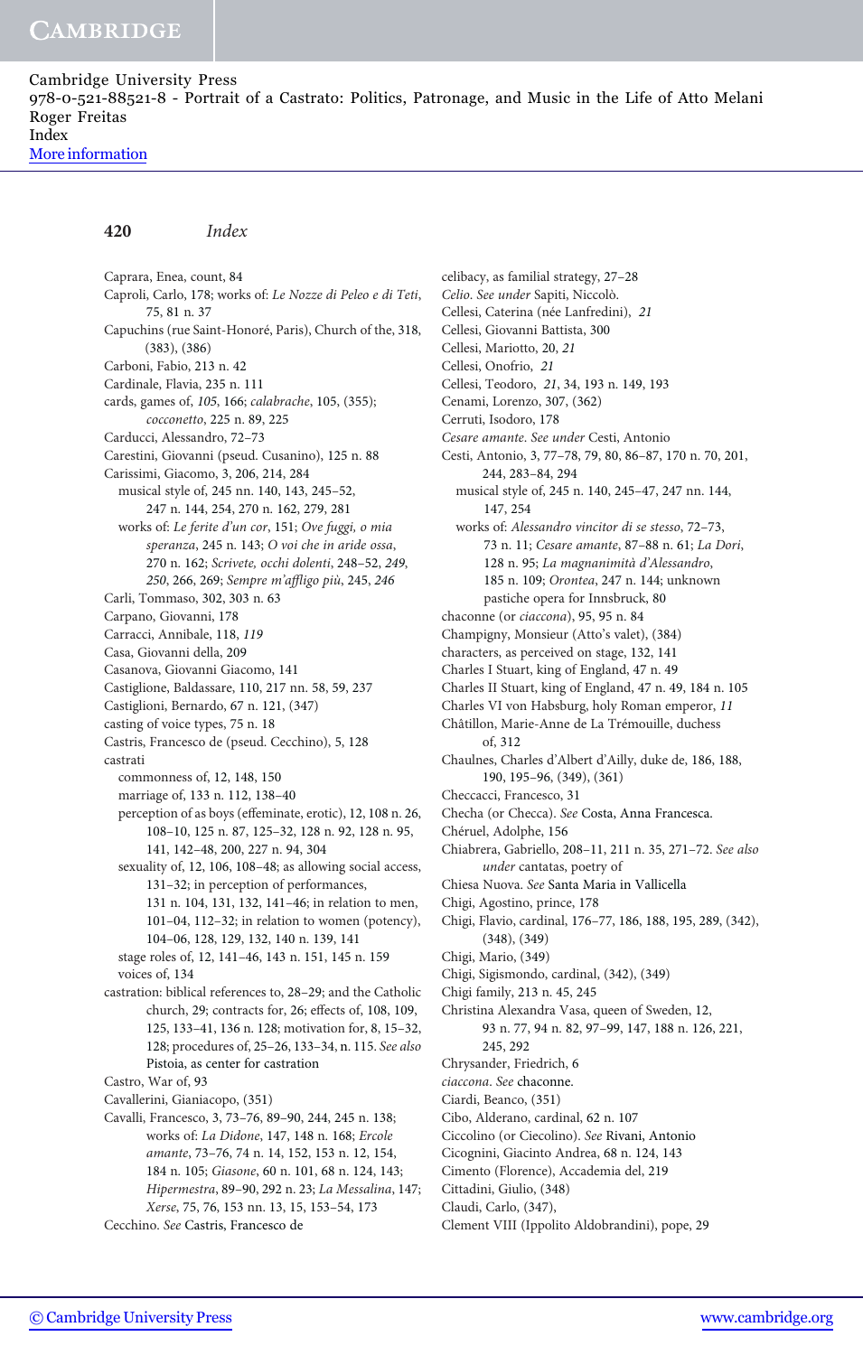Caprara, Enea, count, 84
Caproli, Carlo, 178; works of: *Le Nozze di Peleo e di Teti*, 75, 81 n. 37
Capuchins (rue Saint-Honoré, Paris), Church of the, 318, (383), (386)
Carboni, Fabio, 213 n. 42
Cardinale, Flavia, 235 n. 111
cards, games of, *105*, 166; *calabrache*, 105, (355); *cocconetto*, 225 n. 89, 225
Carducci, Alessandro, 72–73
Carestini, Giovanni (pseud. Cusanino), 125 n. 88
Carissimi, Giacomo, 3, 206, 214, 284
  musical style of, 245 nn. 140, 143, 245–52, 247 n. 144, 254, 270 n. 162, 279, 281
  works of: *Le ferite d'un cor*, 151; *Ove fuggi, o mia speranza*, 245 n. 143; *O voi che in aride ossa*, 270 n. 162; *Scrivete, occhi dolenti*, 248–52, *249*, *250*, 266, 269; *Sempre m'affligo più*, 245, *246*
Carli, Tommaso, 302, 303 n. 63
Carpano, Giovanni, 178
Carracci, Annibale, 118, *119*
Casa, Giovanni della, 209
Casanova, Giovanni Giacomo, 141
Castiglione, Baldassare, 110, 217 nn. 58, 59, 237
Castiglioni, Bernardo, 67 n. 121, (347)
casting of voice types, 75 n. 18
Castris, Francesco de (pseud. Cecchino), 5, 128
castrati
  commonness of, 12, 148, 150
  marriage of, 133 n. 112, 138–40
  perception of as boys (effeminate, erotic), 12, 108 n. 26, 108–10, 125 n. 87, 125–32, 128 n. 92, 128 n. 95, 141, 142–48, 200, 227 n. 94, 304
  sexuality of, 12, 106, 108–48; as allowing social access, 131–32; in perception of performances, 131 n. 104, 131, 132, 141–46; in relation to men, 101–04, 112–32; in relation to women (potency), 104–06, 128, 129, 132, 140 n. 139, 141
  stage roles of, 12, 141–46, 143 n. 151, 145 n. 159
  voices of, 134
castration: biblical references to, 28–29; and the Catholic church, 29; contracts for, 26; effects of, 108, 109, 125, 133–41, 136 n. 128; motivation for, 8, 15–32, 128; procedures of, 25–26, 133–34, n. 115. *See also* Pistoia, as center for castration
Castro, War of, 93
Cavallerini, Gianiacopo, (351)
Cavalli, Francesco, 3, 73–76, 89–90, 244, 245 n. 138; works of: *La Didone*, 147, 148 n. 168; *Ercole amante*, 73–76, 74 n. 14, 152, 153 n. 12, 154, 184 n. 105; *Giasone*, 60 n. 101, 68 n. 124, 143; *Hipermestra*, 89–90, 292 n. 23; *La Messalina*, 147; *Xerse*, 75, 76, 153 nn. 13, 15, 153–54, 173
Cecchino. *See* Castris, Francesco de
celibacy, as familial strategy, 27–28
*Celio*. *See under* Sapiti, Niccolò.
Cellesi, Caterina (née Lanfredini), *21*
Cellesi, Giovanni Battista, 300
Cellesi, Mariotto, 20, *21*
Cellesi, Onofrio, *21*
Cellesi, Teodoro, *21*, 34, 193 n. 149, 193
Cenami, Lorenzo, 307, (362)
Cerruti, Isodoro, 178
*Cesare amante*. *See under* Cesti, Antonio
Cesti, Antonio, 3, 77–78, 79, 80, 86–87, 170 n. 70, 201, 244, 283–84, 294
  musical style of, 245 n. 140, 245–47, 247 nn. 144, 147, 254
  works of: *Alessandro vincitor di se stesso*, 72–73, 73 n. 11; *Cesare amante*, 87–88 n. 61; *La Dori*, 128 n. 95; *La magnanimità d'Alessandro*, 185 n. 109; *Orontea*, 247 n. 144; unknown pastiche opera for Innsbruck, 80
chaconne (or *ciaccona*), 95, 95 n. 84
Champigny, Monsieur (Atto's valet), (384)
characters, as perceived on stage, 132, 141
Charles I Stuart, king of England, 47 n. 49
Charles II Stuart, king of England, 47 n. 49, 184 n. 105
Charles VI von Habsburg, holy Roman emperor, *11*
Châtillon, Marie-Anne de La Trémouille, duchess of, 312
Chaulnes, Charles d'Albert d'Ailly, duke de, 186, 188, 190, 195–96, (349), (361)
Checcacci, Francesco, 31
Checha (or Checca). *See* Costa, Anna Francesca.
Chéruel, Adolphe, 156
Chiabrera, Gabriello, 208–11, 211 n. 35, 271–72. *See also under* cantatas, poetry of
Chiesa Nuova. *See* Santa Maria in Vallicella
Chigi, Agostino, prince, 178
Chigi, Flavio, cardinal, 176–77, 186, 188, 195, 289, (342), (348), (349)
Chigi, Mario, (349)
Chigi, Sigismondo, cardinal, (342), (349)
Chigi family, 213 n. 45, 245
Christina Alexandra Vasa, queen of Sweden, 12, 93 n. 77, 94 n. 82, 97–99, 147, 188 n. 126, 221, 245, 292
Chrysander, Friedrich, 6
*ciaccona*. *See* chaconne.
Ciardi, Beanco, (351)
Cibo, Alderano, cardinal, 62 n. 107
Ciccolino (or Ciecolino). *See* Rivani, Antonio
Cicognini, Giacinto Andrea, 68 n. 124, 143
Cimento (Florence), Accademia del, 219
Cittadini, Giulio, (348)
Claudi, Carlo, (347),
Clement VIII (Ippolito Aldobrandini), pope, 29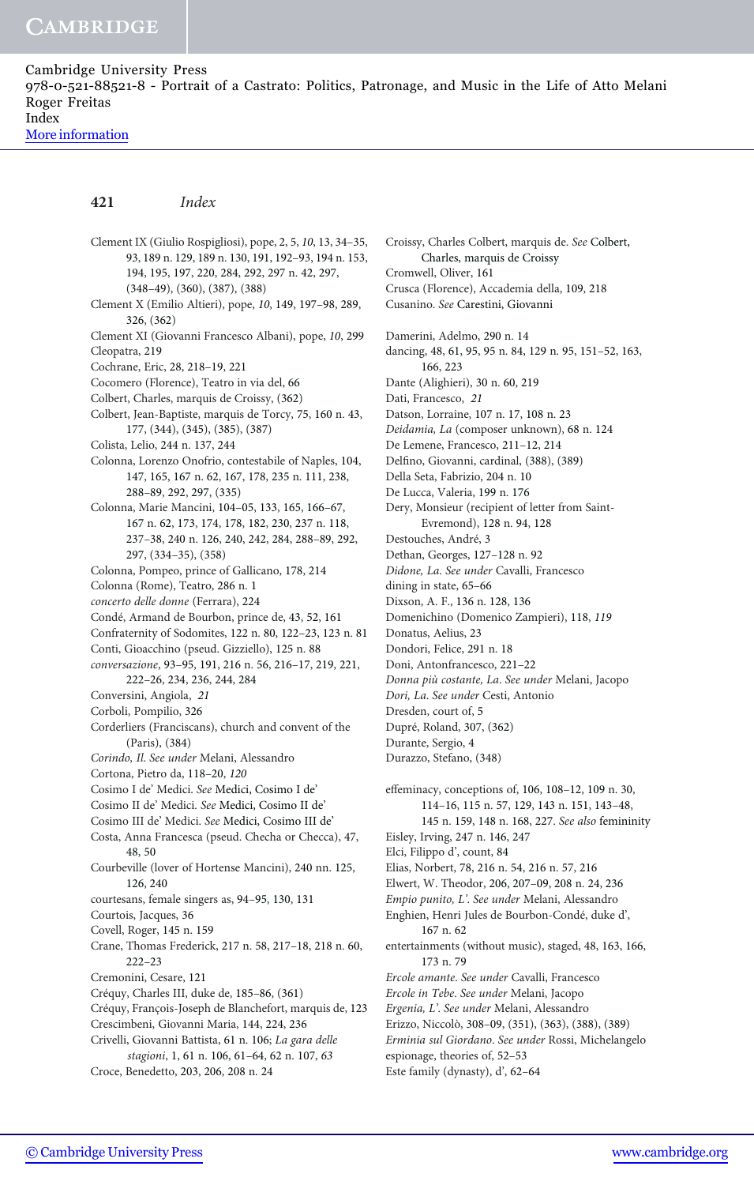Clement IX (Giulio Rospigliosi), pope, 2, 5, *10*, 13, 34–35, 93, 189 n. 129, 189 n. 130, 191, 192–93, 194 n. 153, 194, 195, 197, 220, 284, 292, 297 n. 42, 297, (348–49), (360), (387), (388)

Clement X (Emilio Altieri), pope, *10*, 149, 197–98, 289, 326, (362)

Clement XI (Giovanni Francesco Albani), pope, *10*, 299

Cleopatra, 219

Cochrane, Eric, 28, 218–19, 221

Cocomero (Florence), Teatro in via del, 66

Colbert, Charles, marquis de Croissy, (362)

Colbert, Jean-Baptiste, marquis de Torcy, 75, 160 n. 43, 177, (344), (345), (385), (387)

Colista, Lelio, 244 n. 137, 244

Colonna, Lorenzo Onofrio, contestabile of Naples, 104, 147, 165, 167 n. 62, 167, 178, 235 n. 111, 238, 288–89, 292, 297, (335)

Colonna, Marie Mancini, 104–05, 133, 165, 166–67, 167 n. 62, 173, 174, 178, 182, 230, 237 n. 118, 237–38, 240 n. 126, 240, 242, 284, 288–89, 292, 297, (334–35), (358)

Colonna, Pompeo, prince of Gallicano, 178, 214

Colonna (Rome), Teatro, 286 n. 1

*concerto delle donne* (Ferrara), 224

Condé, Armand de Bourbon, prince de, 43, 52, 161

Confraternity of Sodomites, 122 n. 80, 122–23, 123 n. 81

Conti, Gioacchino (pseud. Gizziello), 125 n. 88

*conversazione*, 93–95, 191, 216 n. 56, 216–17, 219, 221, 222–26, 234, 236, 244, 284

Conversini, Angiola, *21*

Corboli, Pompilio, 326

Corderliers (Franciscans), church and convent of the (Paris), (384)

*Corindo, Il. See under* Melani, Alessandro

Cortona, Pietro da, 118–20, *120*

Cosimo I de' Medici. *See* Medici, Cosimo I de'

Cosimo II de' Medici. *See* Medici, Cosimo II de'

Cosimo III de' Medici. *See* Medici, Cosimo III de'

Costa, Anna Francesca (pseud. Checha or Checca), 47, 48, 50

Courbeville (lover of Hortense Mancini), 240 nn. 125, 126, 240

courtesans, female singers as, 94–95, 130, 131

Courtois, Jacques, 36

Covell, Roger, 145 n. 159

Crane, Thomas Frederick, 217 n. 58, 217–18, 218 n. 60, 222–23

Cremonini, Cesare, 121

Créquy, Charles III, duke de, 185–86, (361)

Créquy, François-Joseph de Blanchefort, marquis de, 123

Crescimbeni, Giovanni Maria, 144, 224, 236

Crivelli, Giovanni Battista, 61 n. 106; *La gara delle stagioni*, 1, 61 n. 106, 61–64, 62 n. 107, *63*

Croce, Benedetto, 203, 206, 208 n. 24

Croissy, Charles Colbert, marquis de. *See* Colbert, Charles, marquis de Croissy

Cromwell, Oliver, 161

Crusca (Florence), Accademia della, 109, 218

Cusanino. *See* Carestini, Giovanni

Damerini, Adelmo, 290 n. 14

dancing, 48, 61, 95, 95 n. 84, 129 n. 95, 151–52, 163, 166, 223

Dante (Alighieri), 30 n. 60, 219

Dati, Francesco, *21*

Datson, Lorraine, 107 n. 17, 108 n. 23

*Deidamia, La* (composer unknown), 68 n. 124

De Lemene, Francesco, 211–12, 214

Delfino, Giovanni, cardinal, (388), (389)

Della Seta, Fabrizio, 204 n. 10

De Lucca, Valeria, 199 n. 176

Dery, Monsieur (recipient of letter from Saint-Evremond), 128 n. 94, 128

Destouches, André, 3

Dethan, Georges, 127–128 n. 92

*Didone, La. See under* Cavalli, Francesco

dining in state, 65–66

Dixson, A. F., 136 n. 128, 136

Domenichino (Domenico Zampieri), 118, *119*

Donatus, Aelius, 23

Dondori, Felice, 291 n. 18

Doni, Antonfrancesco, 221–22

*Donna più costante, La. See under* Melani, Jacopo

*Dori, La. See under* Cesti, Antonio

Dresden, court of, 5

Dupré, Roland, 307, (362)

Durante, Sergio, 4

Durazzo, Stefano, (348)

effeminacy, conceptions of, 106, 108–12, 109 n. 30, 114–16, 115 n. 57, 129, 143 n. 151, 143–48, 145 n. 159, 148 n. 168, 227. *See also* femininity

Eisley, Irving, 247 n. 146, 247

Elci, Filippo d', count, 84

Elias, Norbert, 78, 216 n. 54, 216 n. 57, 216

Elwert, W. Theodor, 206, 207–09, 208 n. 24, 236

*Empio punito, L'. See under* Melani, Alessandro

Enghien, Henri Jules de Bourbon-Condé, duke d', 167 n. 62

entertainments (without music), staged, 48, 163, 166, 173 n. 79

*Ercole amante. See under* Cavalli, Francesco

*Ercole in Tebe. See under* Melani, Jacopo

*Ergenia, L'. See under* Melani, Alessandro

Erizzo, Niccolò, 308–09, (351), (363), (388), (389)

*Erminia sul Giordano. See under* Rossi, Michelangelo

espionage, theories of, 52–53

Este family (dynasty), d', 62–64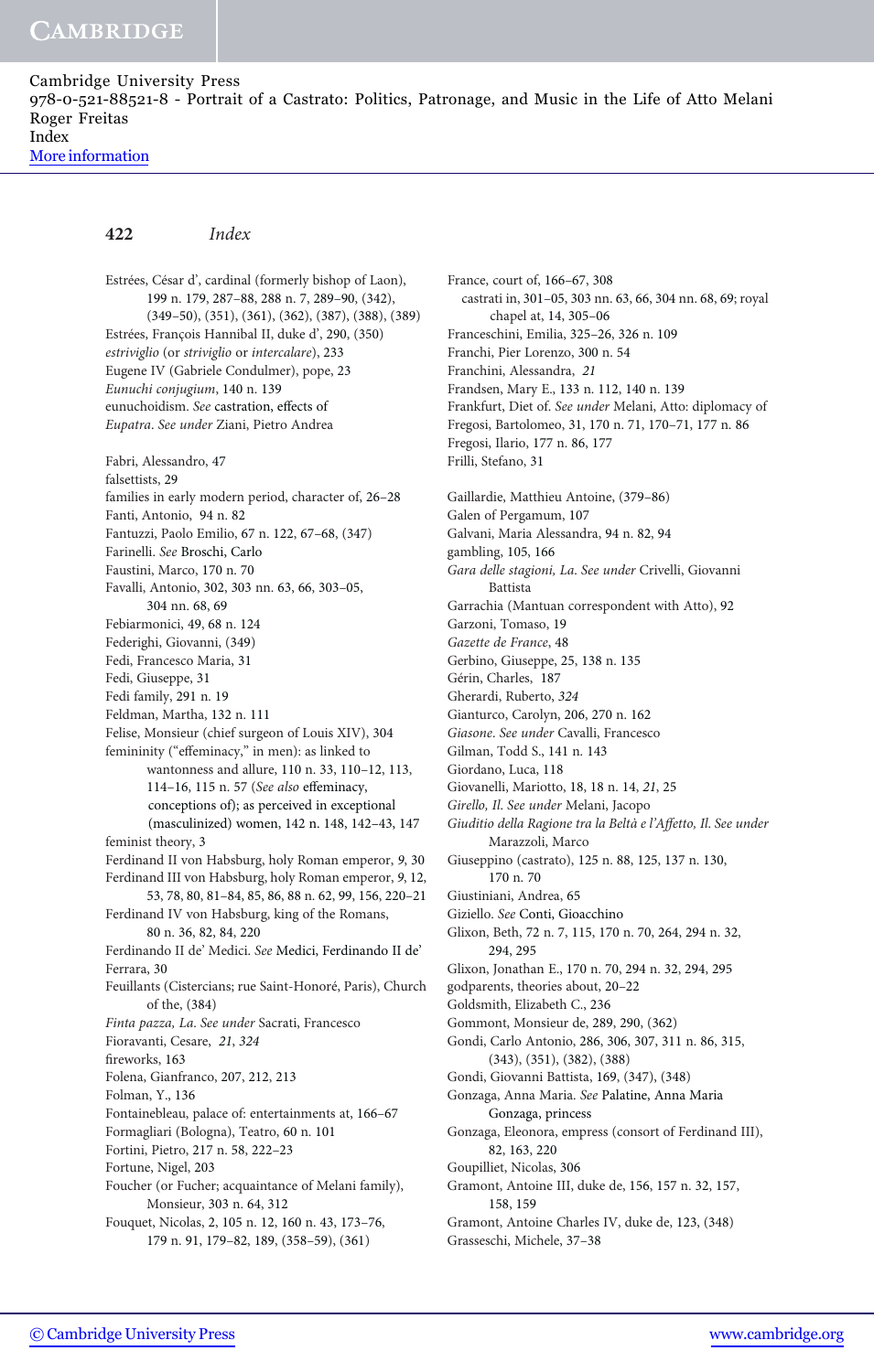Estrées, César d', cardinal (formerly bishop of Laon), 199 n. 179, 287–88, 288 n. 7, 289–90, (342), (349–50), (351), (361), (362), (387), (388), (389)
Estrées, François Hannibal II, duke d', 290, (350)
*estriviglio* (or *striviglio* or *intercalare*), 233
Eugene IV (Gabriele Condulmer), pope, 23
*Eunuchi conjugium*, 140 n. 139
eunuchoidism. *See* castration, effects of
*Eupatra*. *See under* Ziani, Pietro Andrea

Fabri, Alessandro, 47
falsettists, 29
families in early modern period, character of, 26–28
Fanti, Antonio, 94 n. 82
Fantuzzi, Paolo Emilio, 67 n. 122, 67–68, (347)
Farinelli. *See* Broschi, Carlo
Faustini, Marco, 170 n. 70
Favalli, Antonio, 302, 303 nn. 63, 66, 303–05, 304 nn. 68, 69
Febiarmonici, 49, 68 n. 124
Federighi, Giovanni, (349)
Fedi, Francesco Maria, 31
Fedi, Giuseppe, 31
Fedi family, 291 n. 19
Feldman, Martha, 132 n. 111
Felise, Monsieur (chief surgeon of Louis XIV), 304
femininity ("effeminacy," in men): as linked to wantonness and allure, 110 n. 33, 110–12, 113, 114–16, 115 n. 57 (*See also* effeminacy, conceptions of); as perceived in exceptional (masculinized) women, 142 n. 148, 142–43, 147
feminist theory, 3
Ferdinand II von Habsburg, holy Roman emperor, 9, 30
Ferdinand III von Habsburg, holy Roman emperor, 9, 12, 53, 78, 80, 81–84, 85, 86, 88 n. 62, 99, 156, 220–21
Ferdinand IV von Habsburg, king of the Romans, 80 n. 36, 82, 84, 220
Ferdinando II de' Medici. *See* Medici, Ferdinando II de'
Ferrara, 30
Feuillants (Cistercians; rue Saint-Honoré, Paris), Church of the, (384)
*Finta pazza, La*. *See under* Sacrati, Francesco
Fioravanti, Cesare, *21*, *324*
fireworks, 163
Folena, Gianfranco, 207, 212, 213
Folman, Y., 136
Fontainebleau, palace of: entertainments at, 166–67
Formagliari (Bologna), Teatro, 60 n. 101
Fortini, Pietro, 217 n. 58, 222–23
Fortune, Nigel, 203
Foucher (or Fucher; acquaintance of Melani family), Monsieur, 303 n. 64, 312
Fouquet, Nicolas, 2, 105 n. 12, 160 n. 43, 173–76, 179 n. 91, 179–82, 189, (358–59), (361)
France, court of, 166–67, 308
castrati in, 301–05, 303 nn. 63, 66, 304 nn. 68, 69; royal chapel at, 14, 305–06
Franceschini, Emilia, 325–26, 326 n. 109
Franchi, Pier Lorenzo, 300 n. 54
Franchini, Alessandra, *21*
Frandsen, Mary E., 133 n. 112, 140 n. 139
Frankfurt, Diet of. *See under* Melani, Atto: diplomacy of
Fregosi, Bartolomeo, 31, 170 n. 71, 170–71, 177 n. 86
Fregosi, Ilario, 177 n. 86, 177
Frilli, Stefano, 31

Gaillardie, Matthieu Antoine, (379–86)
Galen of Pergamum, 107
Galvani, Maria Alessandra, 94 n. 82, 94
gambling, 105, 166
*Gara delle stagioni, La*. *See under* Crivelli, Giovanni Battista
Garrachia (Mantuan correspondent with Atto), 92
Garzoni, Tomaso, 19
*Gazette de France*, 48
Gerbino, Giuseppe, 25, 138 n. 135
Gérin, Charles, 187
Gherardi, Ruberto, *324*
Gianturco, Carolyn, 206, 270 n. 162
*Giasone*. *See under* Cavalli, Francesco
Gilman, Todd S., 141 n. 143
Giordano, Luca, 118
Giovanelli, Mariotto, 18, 18 n. 14, *21*, 25
*Girello, Il*. *See under* Melani, Jacopo
*Giuditio della Ragione tra la Beltà e l'Affetto, Il*. *See under* Marazzoli, Marco
Giuseppino (castrato), 125 n. 88, 125, 137 n. 130, 170 n. 70
Giustiniani, Andrea, 65
Giziello. *See* Conti, Gioacchino
Glixon, Beth, 72 n. 7, 115, 170 n. 70, 264, 294 n. 32, 294, 295
Glixon, Jonathan E., 170 n. 70, 294 n. 32, 294, 295
godparents, theories about, 20–22
Goldsmith, Elizabeth C., 236
Gommont, Monsieur de, 289, 290, (362)
Gondi, Carlo Antonio, 286, 306, 307, 311 n. 86, 315, (343), (351), (382), (388)
Gondi, Giovanni Battista, 169, (347), (348)
Gonzaga, Anna Maria. *See* Palatine, Anna Maria Gonzaga, princess
Gonzaga, Eleonora, empress (consort of Ferdinand III), 82, 163, 220
Goupilliet, Nicolas, 306
Gramont, Antoine III, duke de, 156, 157 n. 32, 157, 158, 159
Gramont, Antoine Charles IV, duke de, 123, (348)
Grasseschi, Michele, 37–38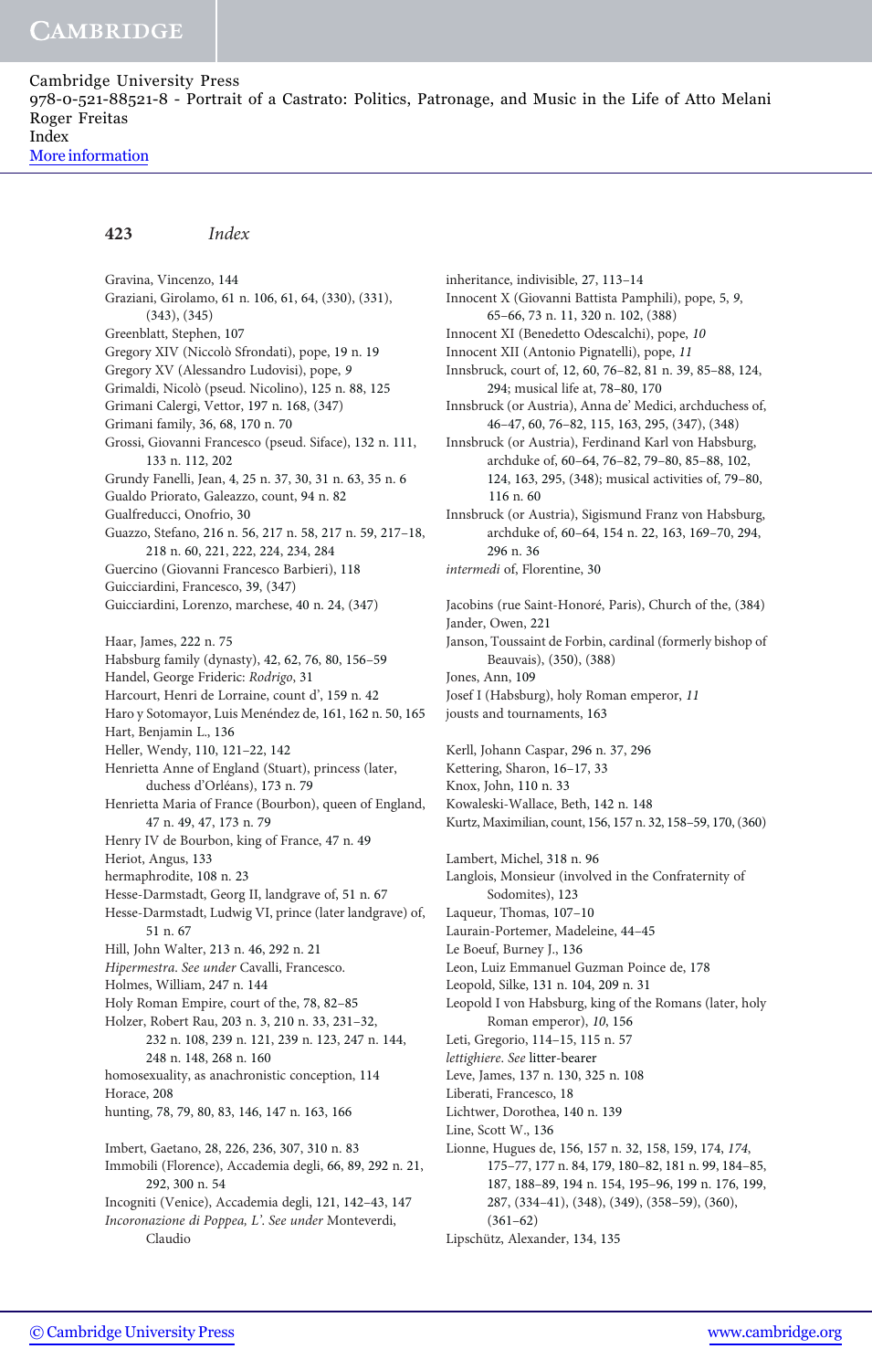Gravina, Vincenzo, 144
Graziani, Girolamo, 61 n. 106, 61, 64, (330), (331), (343), (345)
Greenblatt, Stephen, 107
Gregory XIV (Niccolò Sfrondati), pope, 19 n. 19
Gregory XV (Alessandro Ludovisi), pope, *9*
Grimaldi, Nicolò (pseud. Nicolino), 125 n. 88, 125
Grimani Calergi, Vettor, 197 n. 168, (347)
Grimani family, 36, 68, 170 n. 70
Grossi, Giovanni Francesco (pseud. Siface), 132 n. 111, 133 n. 112, 202
Grundy Fanelli, Jean, 4, 25 n. 37, 30, 31 n. 63, 35 n. 6
Gualdo Priorato, Galeazzo, count, 94 n. 82
Gualfreducci, Onofrio, 30
Guazzo, Stefano, 216 n. 56, 217 n. 58, 217 n. 59, 217–18, 218 n. 60, 221, 222, 224, 234, 284
Guercino (Giovanni Francesco Barbieri), 118
Guicciardini, Francesco, 39, (347)
Guicciardini, Lorenzo, marchese, 40 n. 24, (347)

Haar, James, 222 n. 75
Habsburg family (dynasty), 42, 62, 76, 80, 156–59
Handel, George Frideric: *Rodrigo*, 31
Harcourt, Henri de Lorraine, count d', 159 n. 42
Haro y Sotomayor, Luis Menéndez de, 161, 162 n. 50, 165
Hart, Benjamin L., 136
Heller, Wendy, 110, 121–22, 142
Henrietta Anne of England (Stuart), princess (later, duchess d'Orléans), 173 n. 79
Henrietta Maria of France (Bourbon), queen of England, 47 n. 49, 47, 173 n. 79
Henry IV de Bourbon, king of France, 47 n. 49
Heriot, Angus, 133
hermaphrodite, 108 n. 23
Hesse-Darmstadt, Georg II, landgrave of, 51 n. 67
Hesse-Darmstadt, Ludwig VI, prince (later landgrave) of, 51 n. 67
Hill, John Walter, 213 n. 46, 292 n. 21
*Hipermestra*. *See under* Cavalli, Francesco.
Holmes, William, 247 n. 144
Holy Roman Empire, court of the, 78, 82–85
Holzer, Robert Rau, 203 n. 3, 210 n. 33, 231–32, 232 n. 108, 239 n. 121, 239 n. 123, 247 n. 144, 248 n. 148, 268 n. 160
homosexuality, as anachronistic conception, 114
Horace, 208
hunting, 78, 79, 80, 83, 146, 147 n. 163, 166

Imbert, Gaetano, 28, 226, 236, 307, 310 n. 83
Immobili (Florence), Accademia degli, 66, 89, 292 n. 21, 292, 300 n. 54
Incogniti (Venice), Accademia degli, 121, 142–43, 147
*Incoronazione di Poppea, L'*. *See under* Monteverdi, Claudio
inheritance, indivisible, 27, 113–14
Innocent X (Giovanni Battista Pamphili), pope, 5, *9*, 65–66, 73 n. 11, 320 n. 102, (388)
Innocent XI (Benedetto Odescalchi), pope, *10*
Innocent XII (Antonio Pignatelli), pope, *11*
Innsbruck, court of, 12, 60, 76–82, 81 n. 39, 85–88, 124, 294; musical life at, 78–80, 170
Innsbruck (or Austria), Anna de' Medici, archduchess of, 46–47, 60, 76–82, 115, 163, 295, (347), (348)
Innsbruck (or Austria), Ferdinand Karl von Habsburg, archduke of, 60–64, 76–82, 79–80, 85–88, 102, 124, 163, 295, (348); musical activities of, 79–80, 116 n. 60
Innsbruck (or Austria), Sigismund Franz von Habsburg, archduke of, 60–64, 154 n. 22, 163, 169–70, 294, 296 n. 36
*intermedi* of, Florentine, 30

Jacobins (rue Saint-Honoré, Paris), Church of the, (384)
Jander, Owen, 221
Janson, Toussaint de Forbin, cardinal (formerly bishop of Beauvais), (350), (388)
Jones, Ann, 109
Josef I (Habsburg), holy Roman emperor, *11*
jousts and tournaments, 163

Kerll, Johann Caspar, 296 n. 37, 296
Kettering, Sharon, 16–17, 33
Knox, John, 110 n. 33
Kowaleski-Wallace, Beth, 142 n. 148
Kurtz, Maximilian, count, 156, 157 n. 32, 158–59, 170, (360)

Lambert, Michel, 318 n. 96
Langlois, Monsieur (involved in the Confraternity of Sodomites), 123
Laqueur, Thomas, 107–10
Laurain-Portemer, Madeleine, 44–45
Le Boeuf, Burney J., 136
Leon, Luiz Emmanuel Guzman Poince de, 178
Leopold, Silke, 131 n. 104, 209 n. 31
Leopold I von Habsburg, king of the Romans (later, holy Roman emperor), *10*, 156
Leti, Gregorio, 114–15, 115 n. 57
*lettighiere*. *See* litter-bearer
Leve, James, 137 n. 130, 325 n. 108
Liberati, Francesco, 18
Lichtwer, Dorothea, 140 n. 139
Line, Scott W., 136
Lionne, Hugues de, 156, 157 n. 32, 158, 159, 174, *174*, 175–77, 177 n. 84, 179, 180–82, 181 n. 99, 184–85, 187, 188–89, 194 n. 154, 195–96, 199 n. 176, 199, 287, (334–41), (348), (349), (358–59), (360), (361–62)
Lipschütz, Alexander, 134, 135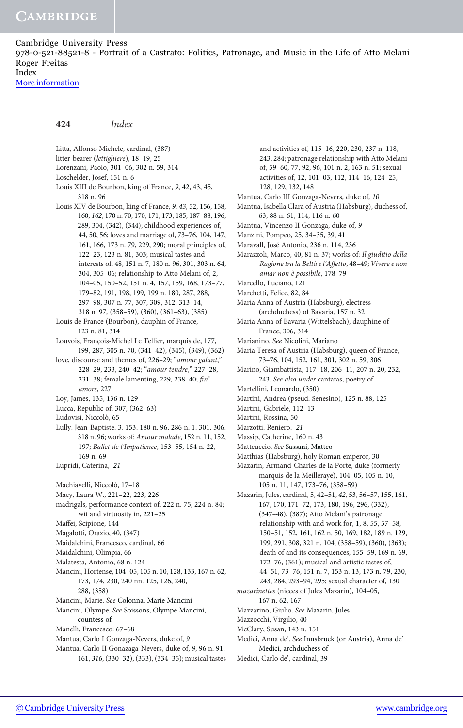Litta, Alfonso Michele, cardinal, (387)
litter-bearer (*lettighiere*), 18–19, 25
Lorenzani, Paolo, 301–06, 302 n. 59, 314
Loschelder, Josef, 151 n. 6
Louis XIII de Bourbon, king of France, *9*, 42, 43, 45, 318 n. 96
Louis XIV de Bourbon, king of France, *9*, *43*, 52, 156, 158, 160, *162*, 170 n. 70, 170, 171, 173, 185, 187–88, 196, 289, 304, (342), (344); childhood experiences of, 44, 50, 56; loves and marriage of, 73–76, 104, 147, 161, 166, 173 n. 79, 229, 290; moral principles of, 122–23, 123 n. 81, 303; musical tastes and interests of, 48, 151 n. 7, 180 n. 96, 301, 303 n. 64, 304, 305–06; relationship to Atto Melani of, 2, 104–05, 150–52, 151 n. 4, 157, 159, 168, 173–77, 179–82, 191, 198, 199, 199 n. 180, 287, 288, 297–98, 307 n. 77, 307, 309, 312, 313–14, 318 n. 97, (358–59), (360), (361–63), (385)
Louis de France (Bourbon), dauphin of France, 123 n. 81, 314
Louvois, François-Michel Le Tellier, marquis de, 177, 199, 287, 305 n. 70, (341–42), (345), (349), (362)
love, discourse and themes of, 226–29; "*amour galant*," 228–29, 233, 240–42; "*amour tendre*," 227–28, 231–38; female lamenting, 229, 238–40; *fin' amors*, 227
Loy, James, 135, 136 n. 129
Lucca, Republic of, 307, (362–63)
Ludovisi, Niccolò, 65
Lully, Jean-Baptiste, 3, 153, 180 n. 96, 286 n. 1, 301, 306, 318 n. 96; works of: *Amour malade*, 152 n. 11, 152, 197; *Ballet de l'Impatience*, 153–55, 154 n. 22, 169 n. 69
Lupridi, Caterina, *21*

Machiavelli, Niccolò, 17–18
Macy, Laura W., 221–22, 223, 226
madrigals, performance context of, 222 n. 75, 224 n. 84; wit and virtuosity in, 221–25
Maffei, Scipione, 144
Magalotti, Orazio, 40, (347)
Maidalchini, Francesco, cardinal, 66
Maidalchini, Olimpia, 66
Malatesta, Antonio, 68 n. 124
Mancini, Hortense, 104–05, 105 n. 10, 128, 133, 167 n. 62, 173, 174, 230, 240 nn. 125, 126, 240, 288, (358)
Mancini, Marie. *See* Colonna, Marie Mancini
Mancini, Olympe. *See* Soissons, Olympe Mancini, countess of
Manelli, Francesco: 67–68
Mantua, Carlo I Gonzaga-Nevers, duke of, *9*
Mantua, Carlo II Gonazaga-Nevers, duke of, *9*, 96 n. 91, 161, *316*, (330–32), (333), (334–35); musical tastes and activities of, 115–16, 220, 230, 237 n. 118, 243, 284; patronage relationship with Atto Melani of, 59–60, 77, 92, 96, 101 n. 2, 163 n. 51; sexual activities of, 12, 101–03, 112, 114–16, 124–25, 128, 129, 132, 148
Mantua, Carlo III Gonzaga-Nevers, duke of, *10*
Mantua, Isabella Clara of Austria (Habsburg), duchess of, 63, 88 n. 61, 114, 116 n. 60
Mantua, Vincenzo II Gonzaga, duke of, *9*
Manzini, Pompeo, 25, 34–35, 39, 41
Maravall, José Antonio, 236 n. 114, 236
Marazzoli, Marco, 40, 81 n. 37; works of: *Il giuditio della Ragione tra la Beltà e l'Affetto*, 48–49; *Vivere e non amar non è possibile*, 178–79
Marcello, Luciano, 121
Marchetti, Felice, 82, 84
Maria Anna of Austria (Habsburg), electress (archduchess) of Bavaria, 157 n. 32
Maria Anna of Bavaria (Wittelsbach), dauphine of France, 306, 314
Marianino. *See* Nicolini, Mariano
Maria Teresa of Austria (Habsburg), queen of France, 73–76, 104, 152, 161, 301, 302 n. 59, 306
Marino, Giambattista, 117–18, 206–11, 207 n. 20, 232, 243. *See also under* cantatas, poetry of
Martellini, Leonardo, (350)
Martini, Andrea (pseud. Senesino), 125 n. 88, 125
Martini, Gabriele, 112–13
Martini, Rossina, 50
Marzotti, Reniero, *21*
Massip, Catherine, 160 n. 43
Matteuccio. *See* Sassani, Matteo
Matthias (Habsburg), holy Roman emperor, 30
Mazarin, Armand-Charles de la Porte, duke (formerly marquis de la Meilleraye), 104–05, 105 n. 10, 105 n. 11, 147, 173–76, (358–59)
Mazarin, Jules, cardinal, 5, 42–51, *42*, 53, 56–57, 155, 161, 167, 170, 171–72, 173, 180, 196, 296, (332), (347–48), (387); Atto Melani's patronage relationship with and work for, 1, 8, 55, 57–58, 150–51, 152, 161, 162 n. 50, 169, 182, 189 n. 129, 199, 291, 308, 321 n. 104, (358–59), (360), (363); death of and its consequences, 155–59, 169 n. 69, 172–76, (361); musical and artistic tastes of, 44–51, 73–76, 151 n. 7, 153 n. 13, 173 n. 79, 230, 243, 284, 293–94, 295; sexual character of, 130
*mazarinettes* (nieces of Jules Mazarin), 104–05, 167 n. 62, 167
Mazzarino, Giulio. *See* Mazarin, Jules
Mazzocchi, Virgilio, 40
McClary, Susan, 143 n. 151
Medici, Anna de'. *See* Innsbruck (or Austria), Anna de' Medici, archduchess of
Medici, Carlo de', cardinal, 39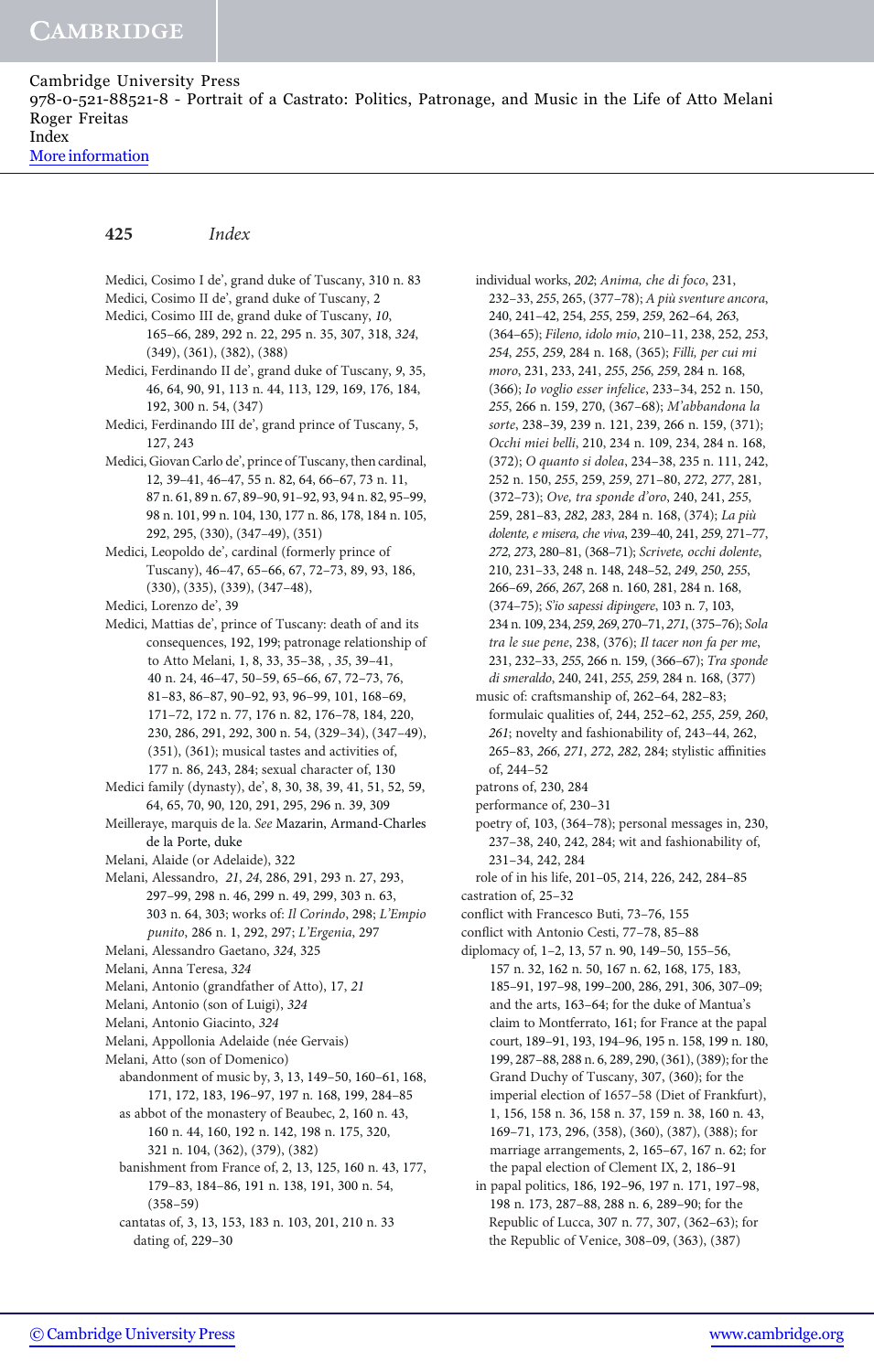Medici, Cosimo I de', grand duke of Tuscany, 310 n. 83

Medici, Cosimo II de', grand duke of Tuscany, 2

Medici, Cosimo III de, grand duke of Tuscany, *10*, 165–66, 289, 292 n. 22, 295 n. 35, 307, 318, *324*, (349), (361), (382), (388)

Medici, Ferdinando II de', grand duke of Tuscany, 9, 35, 46, 64, 90, 91, 113 n. 44, 113, 129, 169, 176, 184, 192, 300 n. 54, (347)

Medici, Ferdinando III de', grand prince of Tuscany, 5, 127, 243

Medici, Giovan Carlo de', prince of Tuscany, then cardinal, 12, 39–41, 46–47, 55 n. 82, 64, 66–67, 73 n. 11, 87 n. 61, 89 n. 67, 89–90, 91–92, 93, 94 n. 82, 95–99, 98 n. 101, 99 n. 104, 130, 177 n. 86, 178, 184 n. 105, 292, 295, (330), (347–49), (351)

Medici, Leopoldo de', cardinal (formerly prince of Tuscany), 46–47, 65–66, 67, 72–73, 89, 93, 186, (330), (335), (339), (347–48),

Medici, Lorenzo de', 39

Medici, Mattias de', prince of Tuscany: death of and its consequences, 192, 199; patronage relationship of to Atto Melani, 1, 8, 33, 35–38, , *35*, 39–41, 40 n. 24, 46–47, 50–59, 65–66, 67, 72–73, 76, 81–83, 86–87, 90–92, 93, 96–99, 101, 168–69, 171–72, 172 n. 77, 176 n. 82, 176–78, 184, 220, 230, 286, 291, 292, 300 n. 54, (329–34), (347–49), (351), (361); musical tastes and activities of, 177 n. 86, 243, 284; sexual character of, 130

Medici family (dynasty), de', 8, 30, 38, 39, 41, 51, 52, 59, 64, 65, 70, 90, 120, 291, 295, 296 n. 39, 309

Meilleraye, marquis de la. *See* Mazarin, Armand-Charles de la Porte, duke

Melani, Alaide (or Adelaide), 322

Melani, Alessandro, *21*, *24*, 286, 291, 293 n. 27, 293, 297–99, 298 n. 46, 299 n. 49, 299, 303 n. 63, 303 n. 64, 303; works of: *Il Corindo*, 298; *L'Empio punito*, 286 n. 1, 292, 297; *L'Ergenia*, 297

Melani, Alessandro Gaetano, *324*, 325

Melani, Anna Teresa, *324*

Melani, Antonio (grandfather of Atto), 17, *21*

Melani, Antonio (son of Luigi), *324*

Melani, Antonio Giacinto, *324*

Melani, Appollonia Adelaide (née Gervais)

Melani, Atto (son of Domenico)

- abandonment of music by, 3, 13, 149–50, 160–61, 168, 171, 172, 183, 196–97, 197 n. 168, 199, 284–85
- as abbot of the monastery of Beaubec, 2, 160 n. 43, 160 n. 44, 160, 192 n. 142, 198 n. 175, 320, 321 n. 104, (362), (379), (382)
- banishment from France of, 2, 13, 125, 160 n. 43, 177, 179–83, 184–86, 191 n. 138, 191, 300 n. 54, (358–59)
- cantatas of, 3, 13, 153, 183 n. 103, 201, 210 n. 33
  - dating of, 229–30
  - individual works, *202*; *Anima, che di foco*, 231, 232–33, *255*, 265, (377–78); *A più sventure ancora*, 240, 241–42, 254, *255*, 259, *259*, 262–64, *263*, (364–65); *Fileno, idolo mio*, 210–11, 238, 252, *253*, *254*, *255*, *259*, 284 n. 168, (365); *Filli, per cui mi moro*, 231, 233, 241, *255*, *256*, *259*, 284 n. 168, (366); *Io voglio esser infelice*, 233–34, 252 n. 150, *255*, 266 n. 159, 270, (367–68); *M'abbandona la sorte*, 238–39, 239 n. 121, 239, 266 n. 159, (371); *Occhi miei belli*, 210, 234 n. 109, 234, 284 n. 168, (372); *O quanto si dolea*, 234–38, 235 n. 111, 242, 252 n. 150, *255*, 259, *259*, 271–80, *272*, *277*, 281, (372–73); *Ove, tra sponde d'oro*, 240, 241, *255*, 259, 281–83, *282*, *283*, 284 n. 168, (374); *La più dolente, e misera, che viva*, 239–40, 241, *259*, 271–77, *272*, *273*, 280–81, (368–71); *Scrivete, occhi dolente*, 210, 231–33, 248 n. 148, 248–52, *249*, *250*, *255*, 266–69, *266*, *267*, 268 n. 160, 281, 284 n. 168, (374–75); *S'io sapessi dipingere*, 103 n. 7, 103, 234 n. 109, 234, *259*, *269*, 270–71, *271*, (375–76); *Sola tra le sue pene*, 238, (376); *Il tacer non fa per me*, 231, 232–33, *255*, 266 n. 159, (366–67); *Tra sponde di smeraldo*, 240, 241, *255*, *259*, 284 n. 168, (377)
  - music of: craftsmanship of, 262–64, 282–83; formulaic qualities of, 244, 252–62, *255*, *259*, *260*, *261*; novelty and fashionability of, 243–44, 262, 265–83, *266*, *271*, *272*, *282*, 284; stylistic affinities of, 244–52
  - patrons of, 230, 284
  - performance of, 230–31
  - poetry of, 103, (364–78); personal messages in, 230, 237–38, 240, 242, 284; wit and fashionability of, 231–34, 242, 284
  - role of in his life, 201–05, 214, 226, 242, 284–85
- castration of, 25–32
- conflict with Francesco Buti, 73–76, 155
- conflict with Antonio Cesti, 77–78, 85–88
- diplomacy of, 1–2, 13, 57 n. 90, 149–50, 155–56, 157 n. 32, 162 n. 50, 167 n. 62, 168, 175, 183, 185–91, 197–98, 199–200, 286, 291, 306, 307–09; and the arts, 163–64; for the duke of Mantua's claim to Montferrato, 161; for France at the papal court, 189–91, 193, 194–96, 195 n. 158, 199 n. 180, 199, 287–88, 288 n. 6, 289, 290, (361), (389); for the Grand Duchy of Tuscany, 307, (360); for the imperial election of 1657–58 (Diet of Frankfurt), 1, 156, 158 n. 36, 158 n. 37, 159 n. 38, 160 n. 43, 169–71, 173, 296, (358), (360), (387), (388); for marriage arrangements, 2, 165–67, 167 n. 62; for the papal election of Clement IX, 2, 186–91
  - in papal politics, 186, 192–96, 197 n. 171, 197–98, 198 n. 173, 287–88, 288 n. 6, 289–90; for the Republic of Lucca, 307 n. 77, 307, (362–63); for the Republic of Venice, 308–09, (363), (387)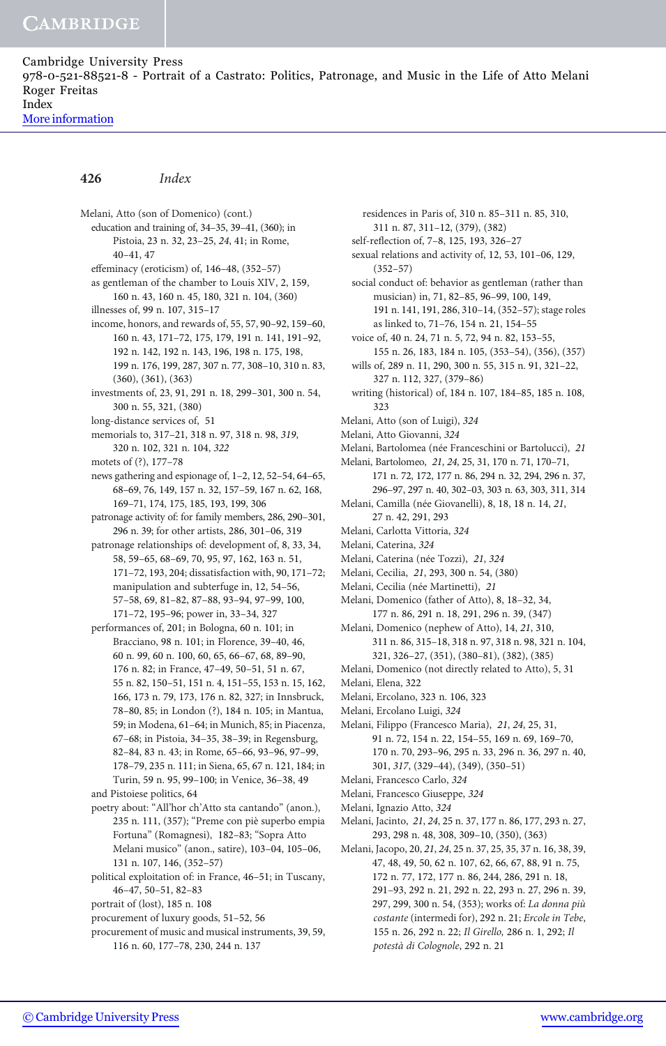Melani, Atto (son of Domenico) (cont.)
- education and training of, 34–35, 39–41, (360); in Pistoia, 23 n. 32, 23–25, *24*, 41; in Rome, 40–41, 47
- effeminacy (eroticism) of, 146–48, (352–57)
- as gentleman of the chamber to Louis XIV, 2, 159, 160 n. 43, 160 n. 45, 180, 321 n. 104, (360)
- illnesses of, 99 n. 107, 315–17
- income, honors, and rewards of, 55, 57, 90–92, 159–60, 160 n. 43, 171–72, 175, 179, 191 n. 141, 191–92, 192 n. 142, 192 n. 143, 196, 198 n. 175, 198, 199 n. 176, 199, 287, 307 n. 77, 308–10, 310 n. 83, (360), (361), (363)
- investments of, 23, 91, 291 n. 18, 299–301, 300 n. 54, 300 n. 55, 321, (380)
- long-distance services of, 51
- memorials to, 317–21, 318 n. 97, 318 n. 98, *319*, 320 n. 102, 321 n. 104, *322*
- motets of (?), 177–78
- news gathering and espionage of, 1–2, 12, 52–54, 64–65, 68–69, 76, 149, 157 n. 32, 157–59, 167 n. 62, 168, 169–71, 174, 175, 185, 193, 199, 306
- patronage activity of: for family members, 286, 290–301, 296 n. 39; for other artists, 286, 301–06, 319
- patronage relationships of: development of, 8, 33, 34, 58, 59–65, 68–69, 70, 95, 97, 162, 163 n. 51, 171–72, 193, 204; dissatisfaction with, 90, 171–72; manipulation and subterfuge in, 12, 54–56, 57–58, 69, 81–82, 87–88, 93–94, 97–99, 100, 171–72, 195–96; power in, 33–34, 327
- performances of, 201; in Bologna, 60 n. 101; in Bracciano, 98 n. 101; in Florence, 39–40, 46, 60 n. 99, 60 n. 100, 60, 65, 66–67, 68, 89–90, 176 n. 82; in France, 47–49, 50–51, 51 n. 67, 55 n. 82, 150–51, 151 n. 4, 151–55, 153 n. 15, 162, 166, 173 n. 79, 173, 176 n. 82, 327; in Innsbruck, 78–80, 85; in London (?), 184 n. 105; in Mantua, 59; in Modena, 61–64; in Munich, 85; in Piacenza, 67–68; in Pistoia, 34–35, 38–39; in Regensburg, 82–84, 83 n. 43; in Rome, 65–66, 93–96, 97–99, 178–79, 235 n. 111; in Siena, 65, 67 n. 121, 184; in Turin, 59 n. 95, 99–100; in Venice, 36–38, 49
- and Pistoiese politics, 64
- poetry about: "All'hor ch'Atto sta cantando" (anon.), 235 n. 111, (357); "Preme con piè superbo empia Fortuna" (Romagnesi), 182–83; "Sopra Atto Melani musico" (anon., satire), 103–04, 105–06, 131 n. 107, 146, (352–57)
- political exploitation of: in France, 46–51; in Tuscany, 46–47, 50–51, 82–83
- portrait of (lost), 185 n. 108
- procurement of luxury goods, 51–52, 56
- procurement of music and musical instruments, 39, 59, 116 n. 60, 177–78, 230, 244 n. 137
- residences in Paris of, 310 n. 85–311 n. 85, 310, 311 n. 87, 311–12, (379), (382)
- self-reflection of, 7–8, 125, 193, 326–27
- sexual relations and activity of, 12, 53, 101–06, 129, (352–57)
- social conduct of: behavior as gentleman (rather than musician) in, 71, 82–85, 96–99, 100, 149, 191 n. 141, 191, 286, 310–14, (352–57); stage roles as linked to, 71–76, 154 n. 21, 154–55
- voice of, 40 n. 24, 71 n. 5, 72, 94 n. 82, 153–55, 155 n. 26, 183, 184 n. 105, (353–54), (356), (357)
- wills of, 289 n. 11, 290, 300 n. 55, 315 n. 91, 321–22, 327 n. 112, 327, (379–86)
- writing (historical) of, 184 n. 107, 184–85, 185 n. 108, 323

Melani, Atto (son of Luigi), *324*

Melani, Atto Giovanni, *324*

Melani, Bartolomea (née Franceschini or Bartolucci), *21*

Melani, Bartolomeo, *21*, *24*, 25, 31, 170 n. 71, 170–71, 171 n. 72, 172, 177 n. 86, 294 n. 32, 294, 296 n. 37, 296–97, 297 n. 40, 302–03, 303 n. 63, 303, 311, 314

Melani, Camilla (née Giovanelli), 8, 18, 18 n. 14, *21*, 27 n. 42, 291, 293

Melani, Carlotta Vittoria, *324*

Melani, Caterina, *324*

Melani, Caterina (née Tozzi), *21*, *324*

Melani, Cecilia, *21*, 293, 300 n. 54, (380)

Melani, Cecilia (née Martinetti), *21*

Melani, Domenico (father of Atto), 8, 18–32, 34, 177 n. 86, 291 n. 18, 291, 296 n. 39, (347)

Melani, Domenico (nephew of Atto), 14, *21*, 310, 311 n. 86, 315–18, 318 n. 97, 318 n. 98, 321 n. 104, 321, 326–27, (351), (380–81), (382), (385)

Melani, Domenico (not directly related to Atto), 5, 31

Melani, Elena, 322

Melani, Ercolano, 323 n. 106, 323

Melani, Ercolano Luigi, *324*

Melani, Filippo (Francesco Maria), *21*, *24*, 25, 31, 91 n. 72, 154 n. 22, 154–55, 169 n. 69, 169–70, 170 n. 70, 293–96, 295 n. 33, 296 n. 36, 297 n. 40, 301, *317*, (329–44), (349), (350–51)

Melani, Francesco Carlo, *324*

Melani, Francesco Giuseppe, *324*

Melani, Ignazio Atto, *324*

Melani, Jacinto, *21*, *24*, 25 n. 37, 177 n. 86, 177, 293 n. 27, 293, 298 n. 48, 308, 309–10, (350), (363)

Melani, Jacopo, 20, *21*, *24*, 25 n. 37, 25, 35, 37 n. 16, 38, 39, 47, 48, 49, 50, 62 n. 107, 62, 66, 67, 88, 91 n. 75, 172 n. 77, 172, 177 n. 86, 244, 286, 291 n. 18, 291–93, 292 n. 21, 292 n. 22, 293 n. 27, 296 n. 39, 297, 299, 300 n. 54, (353); works of: *La donna più costante* (intermedi for), 292 n. 21; *Ercole in Tebe*, 155 n. 26, 292 n. 22; *Il Girello*, 286 n. 1, 292; *Il potestà di Colognole*, 292 n. 21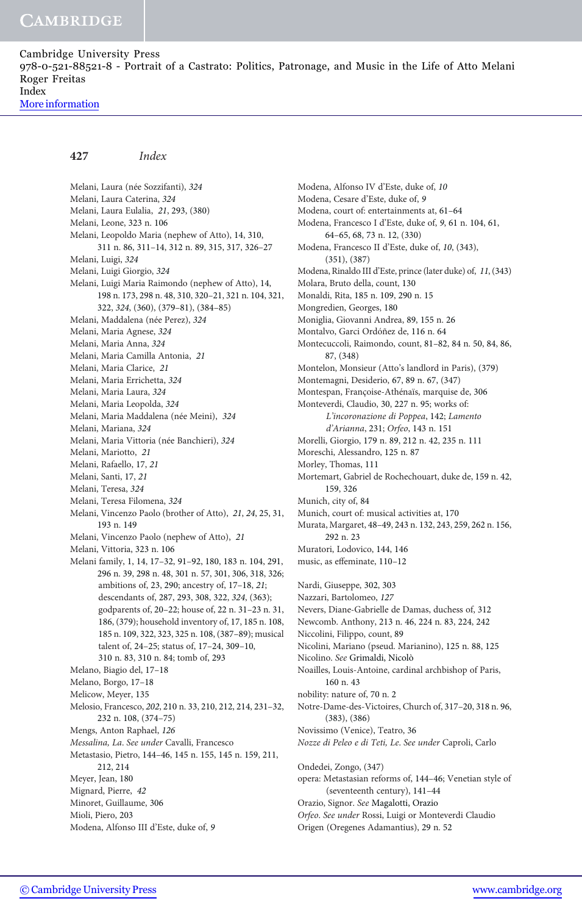Melani, Laura (née Sozzifanti), *324*
Melani, Laura Caterina, *324*
Melani, Laura Eulalia, *21*, 293, (380)
Melani, Leone, 323 n. 106
Melani, Leopoldo Maria (nephew of Atto), 14, 310, 311 n. 86, 311–14, 312 n. 89, 315, 317, 326–27
Melani, Luigi, *324*
Melani, Luigi Giorgio, *324*
Melani, Luigi Maria Raimondo (nephew of Atto), 14, 198 n. 173, 298 n. 48, 310, 320–21, 321 n. 104, 321, 322, *324*, (360), (379–81), (384–85)
Melani, Maddalena (née Perez), *324*
Melani, Maria Agnese, *324*
Melani, Maria Anna, *324*
Melani, Maria Camilla Antonia, *21*
Melani, Maria Clarice, *21*
Melani, Maria Errichetta, *324*
Melani, Maria Laura, *324*
Melani, Maria Leopolda, *324*
Melani, Maria Maddalena (née Meini), *324*
Melani, Mariana, *324*
Melani, Maria Vittoria (née Banchieri), *324*
Melani, Mariotto, *21*
Melani, Rafaello, 17, *21*
Melani, Santi, 17, *21*
Melani, Teresa, *324*
Melani, Teresa Filomena, *324*
Melani, Vincenzo Paolo (brother of Atto), *21*, *24*, 25, 31, 193 n. 149
Melani, Vincenzo Paolo (nephew of Atto), *21*
Melani, Vittoria, 323 n. 106
Melani family, 1, 14, 17–32, 91–92, 180, 183 n. 104, 291, 296 n. 39, 298 n. 48, 301 n. 57, 301, 306, 318, 326; ambitions of, 23, 290; ancestry of, 17–18, *21*; descendants of, 287, 293, 308, 322, *324*, (363); godparents of, 20–22; house of, 22 n. 31–23 n. 31, 186, (379); household inventory of, 17, 185 n. 108, 185 n. 109, 322, 323, 325 n. 108, (387–89); musical talent of, 24–25; status of, 17–24, 309–10, 310 n. 83, 310 n. 84; tomb of, 293
Melano, Biagio del, 17–18
Melano, Borgo, 17–18
Melicow, Meyer, 135
Melosio, Francesco, *202*, 210 n. 33, 210, 212, 214, 231–32, 232 n. 108, (374–75)
Mengs, Anton Raphael, *126*
*Messalina, La*. *See under* Cavalli, Francesco
Metastasio, Pietro, 144–46, 145 n. 155, 145 n. 159, 211, 212, 214
Meyer, Jean, 180
Mignard, Pierre, *42*
Minoret, Guillaume, 306
Mioli, Piero, 203
Modena, Alfonso III d'Este, duke of, *9*
Modena, Alfonso IV d'Este, duke of, *10*
Modena, Cesare d'Este, duke of, *9*
Modena, court of: entertainments at, 61–64
Modena, Francesco I d'Este, duke of, *9*, 61 n. 104, 61, 64–65, 68, 73 n. 12, (330)
Modena, Francesco II d'Este, duke of, *10*, (343), (351), (387)
Modena, Rinaldo III d'Este, prince (later duke) of, *11*, (343)
Molara, Bruto della, count, 130
Monaldi, Rita, 185 n. 109, 290 n. 15
Mongredien, Georges, 180
Moniglia, Giovanni Andrea, 89, 155 n. 26
Montalvo, Garci Ordóñez de, 116 n. 64
Montecuccoli, Raimondo, count, 81–82, 84 n. 50, 84, 86, 87, (348)
Montelon, Monsieur (Atto's landlord in Paris), (379)
Montemagni, Desiderio, 67, 89 n. 67, (347)
Montespan, Françoise-Athénaïs, marquise de, 306
Monteverdi, Claudio, 30, 227 n. 95; works of: *L'incoronazione di Poppea*, 142; *Lamento d'Arianna*, 231; *Orfeo*, 143 n. 151
Morelli, Giorgio, 179 n. 89, 212 n. 42, 235 n. 111
Moreschi, Alessandro, 125 n. 87
Morley, Thomas, 111
Mortemart, Gabriel de Rochechouart, duke de, 159 n. 42, 159, 326
Munich, city of, 84
Munich, court of: musical activities at, 170
Murata, Margaret, 48–49, 243 n. 132, 243, 259, 262 n. 156, 292 n. 23
Muratori, Lodovico, 144, 146
music, as effeminate, 110–12

Nardi, Giuseppe, 302, 303
Nazzari, Bartolomeo, *127*
Nevers, Diane-Gabrielle de Damas, duchess of, 312
Newcomb. Anthony, 213 n. 46, 224 n. 83, 224, 242
Niccolini, Filippo, count, 89
Nicolini, Mariano (pseud. Marianino), 125 n. 88, 125
Nicolino. *See* Grimaldi, Nicolò
Noailles, Louis-Antoine, cardinal archbishop of Paris, 160 n. 43
nobility: nature of, 70 n. 2
Notre-Dame-des-Victoires, Church of, 317–20, 318 n. 96, (383), (386)
Novissimo (Venice), Teatro, 36
*Nozze di Peleo e di Teti, Le*. *See under* Caproli, Carlo

Ondedei, Zongo, (347)
opera: Metastasian reforms of, 144–46; Venetian style of (seventeenth century), 141–44
Orazio, Signor. *See* Magalotti, Orazio
*Orfeo*. *See under* Rossi, Luigi or Monteverdi Claudio
Origen (Oregenes Adamantius), 29 n. 52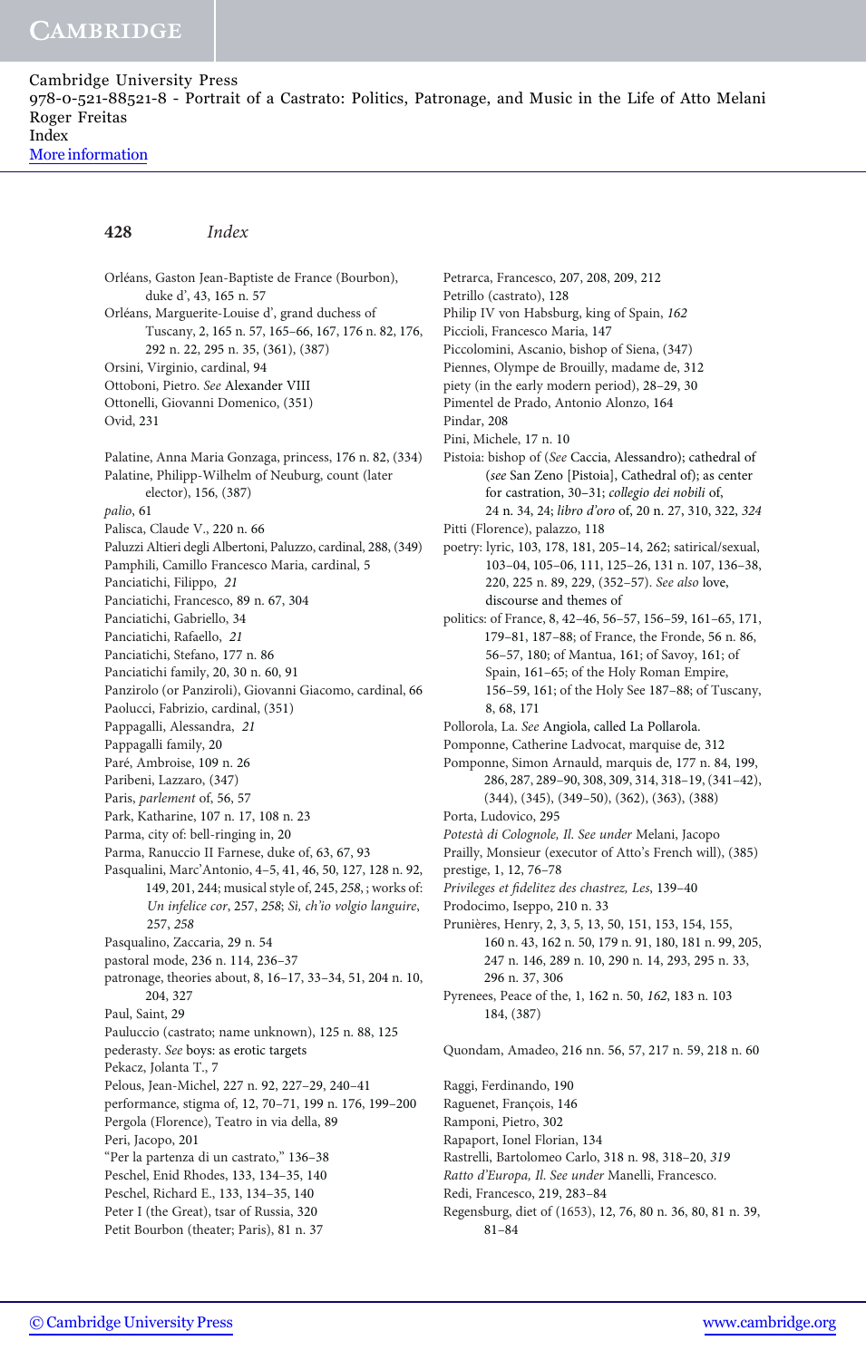Orléans, Gaston Jean-Baptiste de France (Bourbon), duke d', 43, 165 n. 57

Orléans, Marguerite-Louise d', grand duchess of Tuscany, 2, 165 n. 57, 165–66, 167, 176 n. 82, 176, 292 n. 22, 295 n. 35, (361), (387)

Orsini, Virginio, cardinal, 94

Ottoboni, Pietro. *See* Alexander VIII

Ottonelli, Giovanni Domenico, (351)

Ovid, 231

Palatine, Anna Maria Gonzaga, princess, 176 n. 82, (334)

Palatine, Philipp-Wilhelm of Neuburg, count (later elector), 156, (387)

*palio*, 61

Palisca, Claude V., 220 n. 66

Paluzzi Altieri degli Albertoni, Paluzzo, cardinal, 288, (349)

Pamphili, Camillo Francesco Maria, cardinal, 5

Panciatichi, Filippo, *21*

Panciatichi, Francesco, 89 n. 67, 304

Panciatichi, Gabriello, 34

Panciatichi, Rafaello, *21*

Panciatichi, Stefano, 177 n. 86

Panciatichi family, 20, 30 n. 60, 91

Panzirolo (or Panziroli), Giovanni Giacomo, cardinal, 66

Paolucci, Fabrizio, cardinal, (351)

Pappagalli, Alessandra, *21*

Pappagalli family, 20

Paré, Ambroise, 109 n. 26

Paribeni, Lazzaro, (347)

Paris, *parlement* of, 56, 57

Park, Katharine, 107 n. 17, 108 n. 23

Parma, city of: bell-ringing in, 20

Parma, Ranuccio II Farnese, duke of, 63, 67, 93

Pasqualini, Marc'Antonio, 4–5, 41, 46, 50, 127, 128 n. 92, 149, 201, 244; musical style of, 245, *258*, ; works of: *Un infelice cor*, 257, *258*; *Sì, ch'io volgio languire*, 257, *258*

Pasqualino, Zaccaria, 29 n. 54

pastoral mode, 236 n. 114, 236–37

patronage, theories about, 8, 16–17, 33–34, 51, 204 n. 10, 204, 327

Paul, Saint, 29

Pauluccio (castrato; name unknown), 125 n. 88, 125

pederasty. *See* boys: as erotic targets

Pekacz, Jolanta T., 7

Pelous, Jean-Michel, 227 n. 92, 227–29, 240–41

performance, stigma of, 12, 70–71, 199 n. 176, 199–200

Pergola (Florence), Teatro in via della, 89

Peri, Jacopo, 201

"Per la partenza di un castrato," 136–38

Peschel, Enid Rhodes, 133, 134–35, 140

Peschel, Richard E., 133, 134–35, 140

Peter I (the Great), tsar of Russia, 320

Petit Bourbon (theater; Paris), 81 n. 37

Petrarca, Francesco, 207, 208, 209, 212

Petrillo (castrato), 128

Philip IV von Habsburg, king of Spain, *162*

Piccioli, Francesco Maria, 147

Piccolomini, Ascanio, bishop of Siena, (347)

Piennes, Olympe de Brouilly, madame de, 312

piety (in the early modern period), 28–29, 30

Pimentel de Prado, Antonio Alonzo, 164

Pindar, 208

Pini, Michele, 17 n. 10

Pistoia: bishop of (*See* Caccia, Alessandro); cathedral of (*see* San Zeno [Pistoia], Cathedral of); as center for castration, 30–31; *collegio dei nobili* of, 24 n. 34, 24; *libro d'oro* of, 20 n. 27, 310, 322, *324*

Pitti (Florence), palazzo, 118

poetry: lyric, 103, 178, 181, 205–14, 262; satirical/sexual, 103–04, 105–06, 111, 125–26, 131 n. 107, 136–38, 220, 225 n. 89, 229, (352–57). *See also* love, discourse and themes of

politics: of France, 8, 42–46, 56–57, 156–59, 161–65, 171, 179–81, 187–88; of France, the Fronde, 56 n. 86, 56–57, 180; of Mantua, 161; of Savoy, 161; of Spain, 161–65; of the Holy Roman Empire, 156–59, 161; of the Holy See 187–88; of Tuscany, 8, 68, 171

Pollorola, La. *See* Angiola, called La Pollarola.

Pomponne, Catherine Ladvocat, marquise de, 312

Pomponne, Simon Arnauld, marquis de, 177 n. 84, 199, 286, 287, 289–90, 308, 309, 314, 318–19, (341–42), (344), (345), (349–50), (362), (363), (388)

Porta, Ludovico, 295

*Potestà di Colognole, Il. See under* Melani, Jacopo

Prailly, Monsieur (executor of Atto's French will), (385)

prestige, 1, 12, 76–78

*Privileges et fidelitez des chastrez, Les*, 139–40

Prodocimo, Iseppo, 210 n. 33

Prunières, Henry, 2, 3, 5, 13, 50, 151, 153, 154, 155, 160 n. 43, 162 n. 50, 179 n. 91, 180, 181 n. 99, 205, 247 n. 146, 289 n. 10, 290 n. 14, 293, 295 n. 33, 296 n. 37, 306

Pyrenees, Peace of the, 1, 162 n. 50, *162*, 183 n. 103 184, (387)

Quondam, Amadeo, 216 nn. 56, 57, 217 n. 59, 218 n. 60

Raggi, Ferdinando, 190

Raguenet, François, 146

Ramponi, Pietro, 302

Rapaport, Ionel Florian, 134

Rastrelli, Bartolomeo Carlo, 318 n. 98, 318–20, *319*

*Ratto d'Europa, Il. See under* Manelli, Francesco.

Redi, Francesco, 219, 283–84

Regensburg, diet of (1653), 12, 76, 80 n. 36, 80, 81 n. 39, 81–84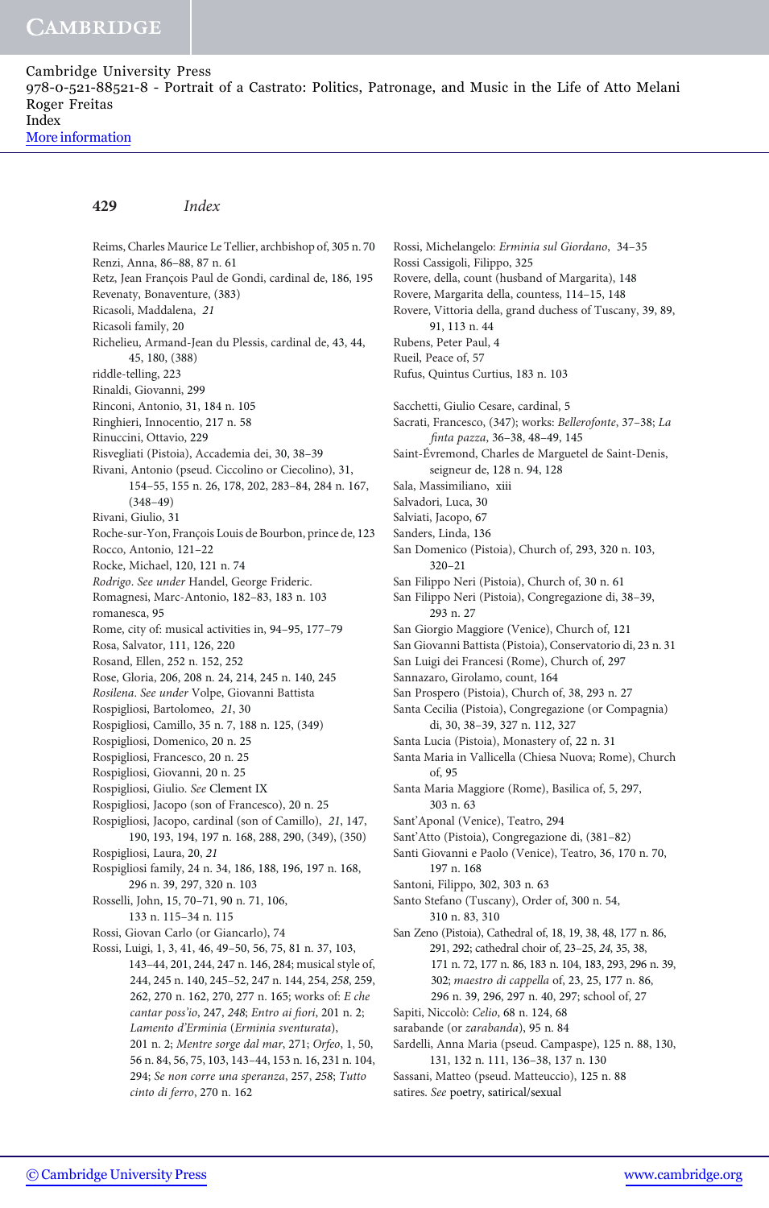Reims, Charles Maurice Le Tellier, archbishop of, 305 n. 70
Renzi, Anna, 86–88, 87 n. 61
Retz, Jean François Paul de Gondi, cardinal de, 186, 195
Revenaty, Bonaventure, (383)
Ricasoli, Maddalena, *21*
Ricasoli family, 20
Richelieu, Armand-Jean du Plessis, cardinal de, 43, 44, 45, 180, (388)
riddle-telling, 223
Rinaldi, Giovanni, 299
Rinconi, Antonio, 31, 184 n. 105
Ringhieri, Innocentio, 217 n. 58
Rinuccini, Ottavio, 229
Risvegliati (Pistoia), Accademia dei, 30, 38–39
Rivani, Antonio (pseud. Ciccolino or Ciecolino), 31, 154–55, 155 n. 26, 178, 202, 283–84, 284 n. 167, (348–49)
Rivani, Giulio, 31
Roche-sur-Yon, François Louis de Bourbon, prince de, 123
Rocco, Antonio, 121–22
Rocke, Michael, 120, 121 n. 74
*Rodrigo*. *See under* Handel, George Frideric.
Romagnesi, Marc-Antonio, 182–83, 183 n. 103
romanesca, 95
Rome, city of: musical activities in, 94–95, 177–79
Rosa, Salvator, 111, 126, 220
Rosand, Ellen, 252 n. 152, 252
Rose, Gloria, 206, 208 n. 24, 214, 245 n. 140, 245
*Rosilena*. *See under* Volpe, Giovanni Battista
Rospigliosi, Bartolomeo, *21*, 30
Rospigliosi, Camillo, 35 n. 7, 188 n. 125, (349)
Rospigliosi, Domenico, 20 n. 25
Rospigliosi, Francesco, 20 n. 25
Rospigliosi, Giovanni, 20 n. 25
Rospigliosi, Giulio. *See* Clement IX
Rospigliosi, Jacopo (son of Francesco), 20 n. 25
Rospigliosi, Jacopo, cardinal (son of Camillo), *21*, 147, 190, 193, 194, 197 n. 168, 288, 290, (349), (350)
Rospigliosi, Laura, 20, *21*
Rospigliosi family, 24 n. 34, 186, 188, 196, 197 n. 168, 296 n. 39, 297, 320 n. 103
Rosselli, John, 15, 70–71, 90 n. 71, 106, 133 n. 115–34 n. 115
Rossi, Giovan Carlo (or Giancarlo), 74
Rossi, Luigi, 1, 3, 41, 46, 49–50, 56, 75, 81 n. 37, 103, 143–44, 201, 244, 247 n. 146, 284; musical style of, 244, 245 n. 140, 245–52, 247 n. 144, 254, *258*, 259, 262, 270 n. 162, 270, 277 n. 165; works of: *E che cantar poss'io*, 247, *248*; *Entro ai fiori*, 201 n. 2; *Lamento d'Erminia* (*Erminia sventurata*), 201 n. 2; *Mentre sorge dal mar*, 271; *Orfeo*, 1, 50, 56 n. 84, 56, 75, 103, 143–44, 153 n. 16, 231 n. 104, 294; *Se non corre una speranza*, 257, *258*; *Tutto cinto di ferro*, 270 n. 162
Rossi, Michelangelo: *Erminia sul Giordano*, 34–35
Rossi Cassigoli, Filippo, 325
Rovere, della, count (husband of Margarita), 148
Rovere, Margarita della, countess, 114–15, 148
Rovere, Vittoria della, grand duchess of Tuscany, 39, 89, 91, 113 n. 44
Rubens, Peter Paul, 4
Rueil, Peace of, 57
Rufus, Quintus Curtius, 183 n. 103

Sacchetti, Giulio Cesare, cardinal, 5
Sacrati, Francesco, (347); works: *Bellerofonte*, 37–38; *La finta pazza*, 36–38, 48–49, 145
Saint-Évremond, Charles de Marguetel de Saint-Denis, seigneur de, 128 n. 94, 128
Sala, Massimiliano, xiii
Salvadori, Luca, 30
Salviati, Jacopo, 67
Sanders, Linda, 136
San Domenico (Pistoia), Church of, 293, 320 n. 103, 320–21
San Filippo Neri (Pistoia), Church of, 30 n. 61
San Filippo Neri (Pistoia), Congregazione di, 38–39, 293 n. 27
San Giorgio Maggiore (Venice), Church of, 121
San Giovanni Battista (Pistoia), Conservatorio di, 23 n. 31
San Luigi dei Francesi (Rome), Church of, 297
Sannazaro, Girolamo, count, 164
San Prospero (Pistoia), Church of, 38, 293 n. 27
Santa Cecilia (Pistoia), Congregazione (or Compagnia) di, 30, 38–39, 327 n. 112, 327
Santa Lucia (Pistoia), Monastery of, 22 n. 31
Santa Maria in Vallicella (Chiesa Nuova; Rome), Church of, 95
Santa Maria Maggiore (Rome), Basilica of, 5, 297, 303 n. 63
Sant'Aponal (Venice), Teatro, 294
Sant'Atto (Pistoia), Congregazione di, (381–82)
Santi Giovanni e Paolo (Venice), Teatro, 36, 170 n. 70, 197 n. 168
Santoni, Filippo, 302, 303 n. 63
Santo Stefano (Tuscany), Order of, 300 n. 54, 310 n. 83, 310
San Zeno (Pistoia), Cathedral of, 18, 19, 38, 48, 177 n. 86, 291, 292; cathedral choir of, 23–25, *24*, 35, 38, 171 n. 72, 177 n. 86, 183 n. 104, 183, 293, 296 n. 39, 302; *maestro di cappella* of, 23, 25, 177 n. 86, 296 n. 39, 296, 297 n. 40, 297; school of, 27
Sapiti, Niccolò: *Celio*, 68 n. 124, 68
sarabande (or *zarabanda*), 95 n. 84
Sardelli, Anna Maria (pseud. Campaspe), 125 n. 88, 130, 131, 132 n. 111, 136–38, 137 n. 130
Sassani, Matteo (pseud. Matteuccio), 125 n. 88
satires. *See* poetry, satirical/sexual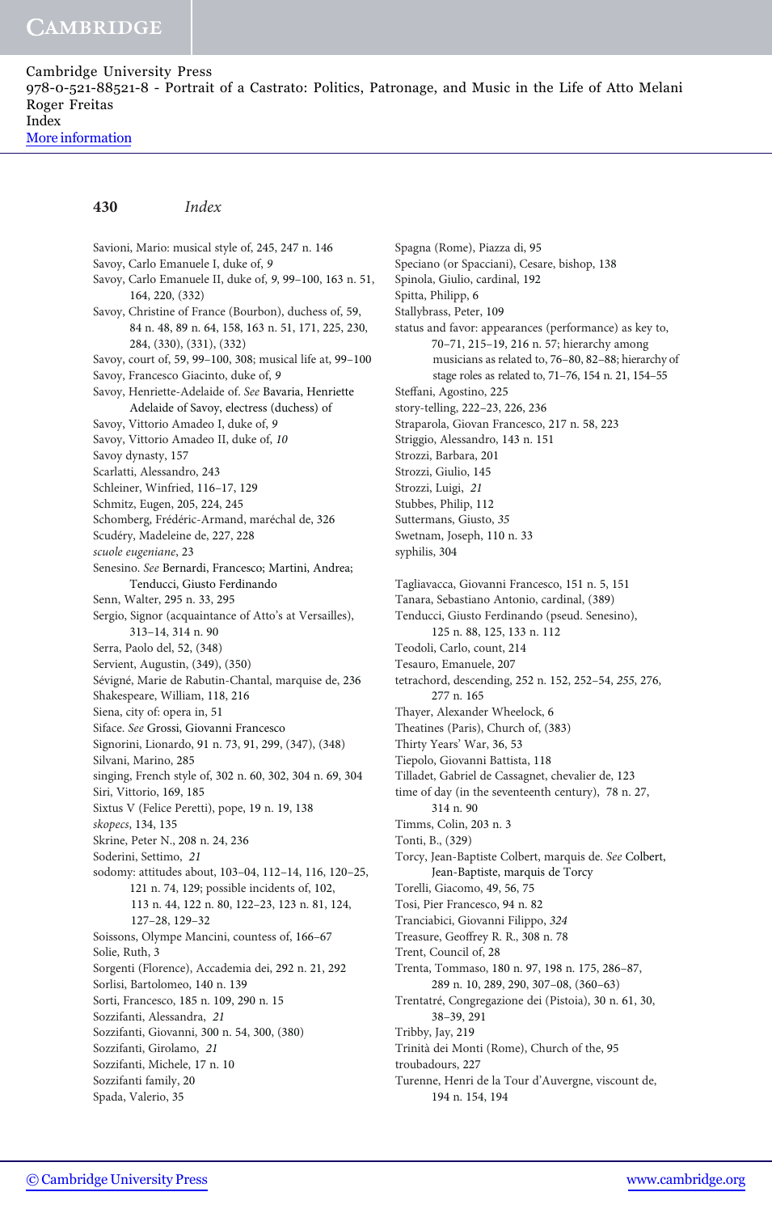Savioni, Mario: musical style of, 245, 247 n. 146
Savoy, Carlo Emanuele I, duke of, *9*
Savoy, Carlo Emanuele II, duke of, *9*, 99–100, 163 n. 51, 164, 220, (332)
Savoy, Christine of France (Bourbon), duchess of, 59, 84 n. 48, 89 n. 64, 158, 163 n. 51, 171, 225, 230, 284, (330), (331), (332)
Savoy, court of, 59, 99–100, 308; musical life at, 99–100
Savoy, Francesco Giacinto, duke of, *9*
Savoy, Henriette-Adelaide of. *See* Bavaria, Henriette Adelaide of Savoy, electress (duchess) of
Savoy, Vittorio Amadeo I, duke of, *9*
Savoy, Vittorio Amadeo II, duke of, *10*
Savoy dynasty, 157
Scarlatti, Alessandro, 243
Schleiner, Winfried, 116–17, 129
Schmitz, Eugen, 205, 224, 245
Schomberg, Frédéric-Armand, maréchal de, 326
Scudéry, Madeleine de, 227, 228
*scuole eugeniane*, 23
Senesino. *See* Bernardi, Francesco; Martini, Andrea; Tenducci, Giusto Ferdinando
Senn, Walter, 295 n. 33, 295
Sergio, Signor (acquaintance of Atto's at Versailles), 313–14, 314 n. 90
Serra, Paolo del, 52, (348)
Servient, Augustin, (349), (350)
Sévigné, Marie de Rabutin-Chantal, marquise de, 236
Shakespeare, William, 118, 216
Siena, city of: opera in, 51
Siface. *See* Grossi, Giovanni Francesco
Signorini, Lionardo, 91 n. 73, 91, 299, (347), (348)
Silvani, Marino, 285
singing, French style of, 302 n. 60, 302, 304 n. 69, 304
Siri, Vittorio, 169, 185
Sixtus V (Felice Peretti), pope, 19 n. 19, 138
*skopecs*, 134, 135
Skrine, Peter N., 208 n. 24, 236
Soderini, Settimo, *21*
sodomy: attitudes about, 103–04, 112–14, 116, 120–25, 121 n. 74, 129; possible incidents of, 102, 113 n. 44, 122 n. 80, 122–23, 123 n. 81, 124, 127–28, 129–32
Soissons, Olympe Mancini, countess of, 166–67
Solie, Ruth, 3
Sorgenti (Florence), Accademia dei, 292 n. 21, 292
Sorlisi, Bartolomeo, 140 n. 139
Sorti, Francesco, 185 n. 109, 290 n. 15
Sozzifanti, Alessandra, *21*
Sozzifanti, Giovanni, 300 n. 54, 300, (380)
Sozzifanti, Girolamo, *21*
Sozzifanti, Michele, 17 n. 10
Sozzifanti family, 20
Spada, Valerio, 35
Spagna (Rome), Piazza di, 95
Speciano (or Spacciani), Cesare, bishop, 138
Spinola, Giulio, cardinal, 192
Spitta, Philipp, 6
Stallybrass, Peter, 109
status and favor: appearances (performance) as key to, 70–71, 215–19, 216 n. 57; hierarchy among musicians as related to, 76–80, 82–88; hierarchy of stage roles as related to, 71–76, 154 n. 21, 154–55
Steffani, Agostino, 225
story-telling, 222–23, 226, 236
Straparola, Giovan Francesco, 217 n. 58, 223
Striggio, Alessandro, 143 n. 151
Strozzi, Barbara, 201
Strozzi, Giulio, 145
Strozzi, Luigi, *21*
Stubbes, Philip, 112
Suttermans, Giusto, *35*
Swetnam, Joseph, 110 n. 33
syphilis, 304

Tagliavacca, Giovanni Francesco, 151 n. 5, 151
Tanara, Sebastiano Antonio, cardinal, (389)
Tenducci, Giusto Ferdinando (pseud. Senesino), 125 n. 88, 125, 133 n. 112
Teodoli, Carlo, count, 214
Tesauro, Emanuele, 207
tetrachord, descending, 252 n. 152, 252–54, *255*, 276, 277 n. 165
Thayer, Alexander Wheelock, 6
Theatines (Paris), Church of, (383)
Thirty Years' War, 36, 53
Tiepolo, Giovanni Battista, 118
Tilladet, Gabriel de Cassagnet, chevalier de, 123
time of day (in the seventeenth century), 78 n. 27, 314 n. 90
Timms, Colin, 203 n. 3
Tonti, B., (329)
Torcy, Jean-Baptiste Colbert, marquis de. *See* Colbert, Jean-Baptiste, marquis de Torcy
Torelli, Giacomo, 49, 56, 75
Tosi, Pier Francesco, 94 n. 82
Tranciabici, Giovanni Filippo, *324*
Treasure, Geoffrey R. R., 308 n. 78
Trent, Council of, 28
Trenta, Tommaso, 180 n. 97, 198 n. 175, 286–87, 289 n. 10, 289, 290, 307–08, (360–63)
Trentatré, Congregazione dei (Pistoia), 30 n. 61, 30, 38–39, 291
Tribby, Jay, 219
Trinità dei Monti (Rome), Church of the, 95
troubadours, 227
Turenne, Henri de la Tour d'Auvergne, viscount de, 194 n. 154, 194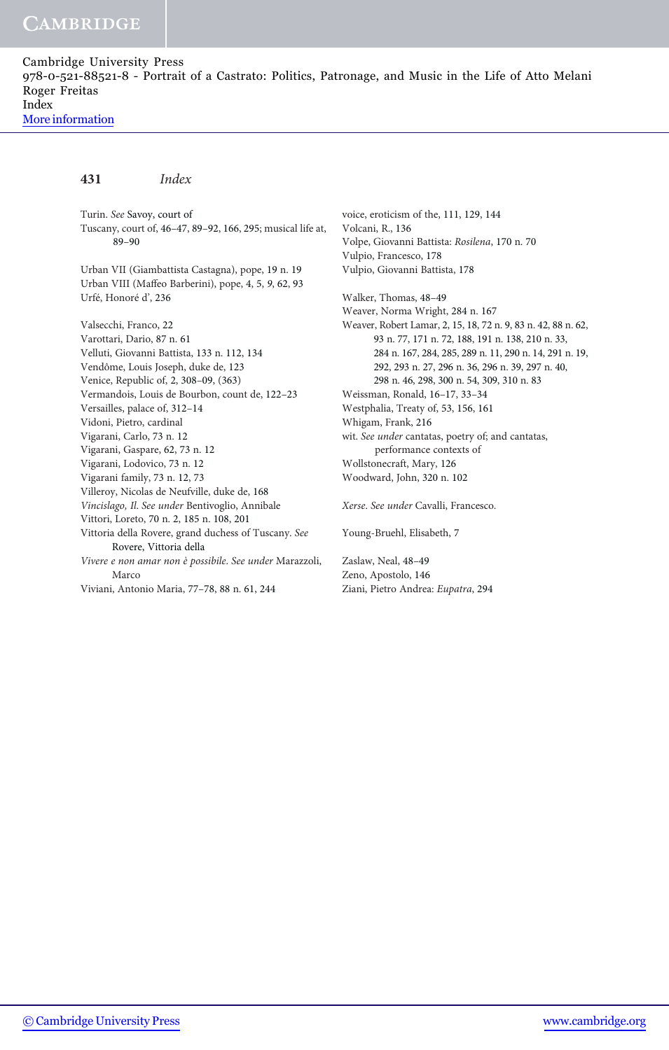Cambridge University Press
978-0-521-88521-8 - Portrait of a Castrato: Politics, Patronage, and Music in the Life of Atto Melani
Roger Freitas
Index
More information

Turin. *See* Savoy, court of
Tuscany, court of, 46–47, 89–92, 166, 295; musical life at, 89–90

Urban VII (Giambattista Castagna), pope, 19 n. 19
Urban VIII (Maffeo Barberini), pope, 4, 5, 9, 62, 93
Urfé, Honoré d', 236

Valsecchi, Franco, 22
Varottari, Dario, 87 n. 61
Velluti, Giovanni Battista, 133 n. 112, 134
Vendôme, Louis Joseph, duke de, 123
Venice, Republic of, 2, 308–09, (363)
Vermandois, Louis de Bourbon, count de, 122–23
Versailles, palace of, 312–14
Vidoni, Pietro, cardinal
Vigarani, Carlo, 73 n. 12
Vigarani, Gaspare, 62, 73 n. 12
Vigarani, Lodovico, 73 n. 12
Vigarani family, 73 n. 12, 73
Villeroy, Nicolas de Neufville, duke de, 168
*Vincislago, Il. See under* Bentivoglio, Annibale
Vittori, Loreto, 70 n. 2, 185 n. 108, 201
Vittoria della Rovere, grand duchess of Tuscany. *See* Rovere, Vittoria della
*Vivere e non amar non è possibile. See under* Marazzoli, Marco
Viviani, Antonio Maria, 77–78, 88 n. 61, 244
voice, eroticism of the, 111, 129, 144
Volcani, R., 136
Volpe, Giovanni Battista: *Rosilena*, 170 n. 70
Vulpio, Francesco, 178
Vulpio, Giovanni Battista, 178

Walker, Thomas, 48–49
Weaver, Norma Wright, 284 n. 167
Weaver, Robert Lamar, 2, 15, 18, 72 n. 9, 83 n. 42, 88 n. 62, 93 n. 77, 171 n. 72, 188, 191 n. 138, 210 n. 33, 284 n. 167, 284, 285, 289 n. 11, 290 n. 14, 291 n. 19, 292, 293 n. 27, 296 n. 36, 296 n. 39, 297 n. 40, 298 n. 46, 298, 300 n. 54, 309, 310 n. 83
Weissman, Ronald, 16–17, 33–34
Westphalia, Treaty of, 53, 156, 161
Whigam, Frank, 216
wit. *See under* cantatas, poetry of; and cantatas, performance contexts of
Wollstonecraft, Mary, 126
Woodward, John, 320 n. 102

*Xerse. See under* Cavalli, Francesco.

Young-Bruehl, Elisabeth, 7

Zaslaw, Neal, 48–49
Zeno, Apostolo, 146
Ziani, Pietro Andrea: *Eupatra*, 294